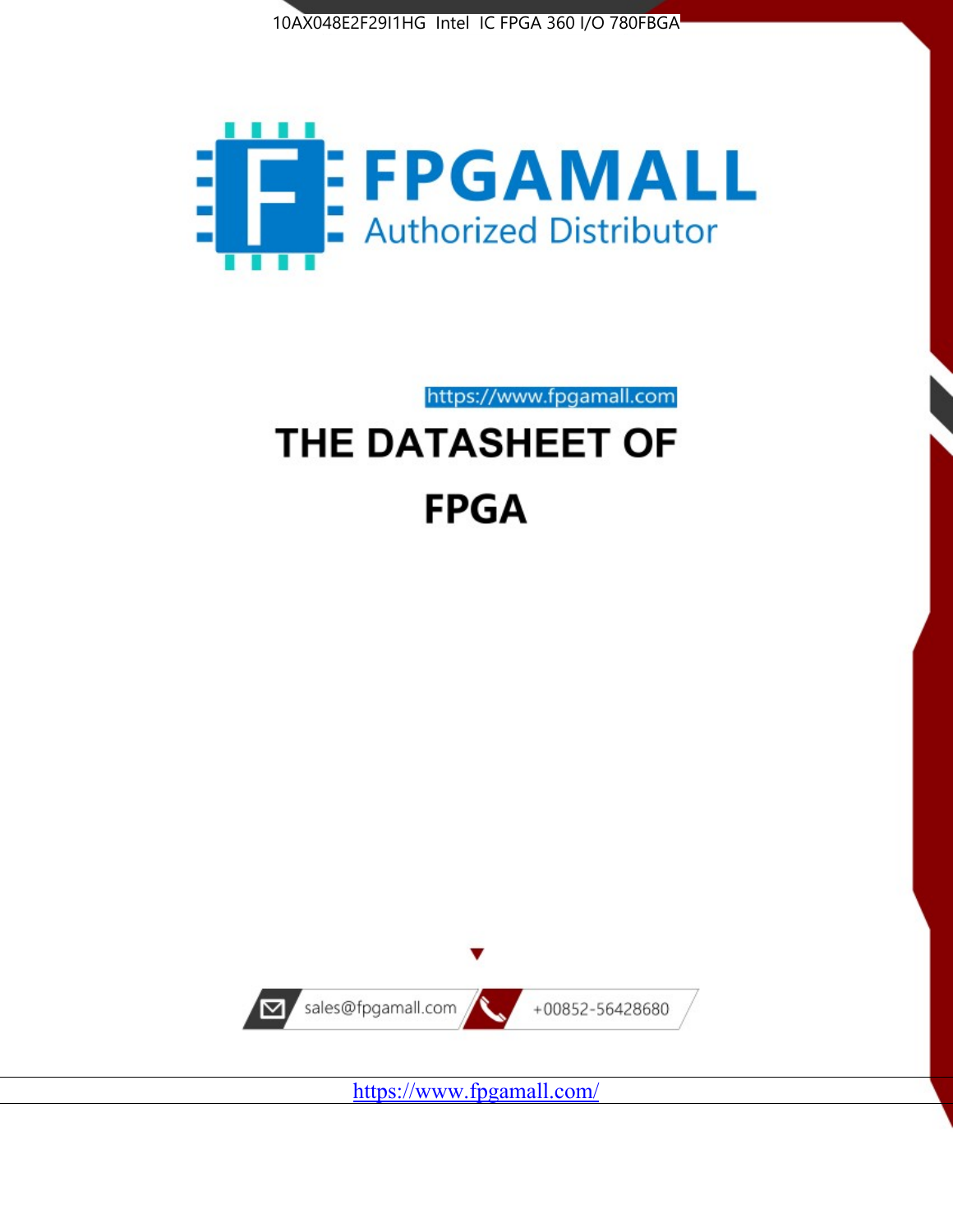10AX048E2F29I1HG Intel IC FPGA 360 I/O 780FBGA

FPGAMALL

Authorized Distributor

https://www.fpgamall.com

# THE DATASHEET OF

# FPGA

sales@fpgamall.com

+00852-56428680

https://www.fpgamall.com/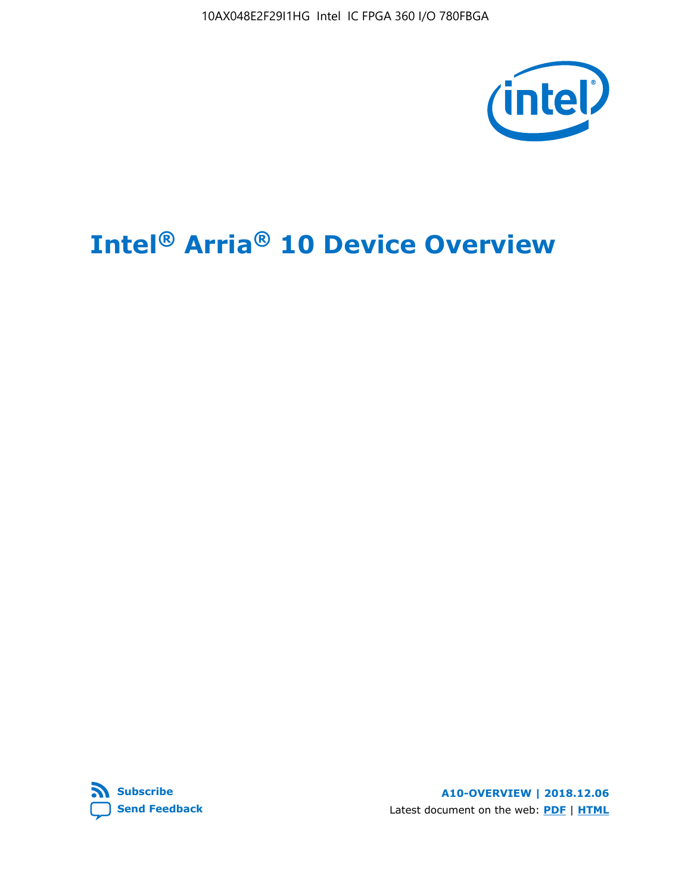# Intel® Arria® 10 Device Overview

Subscribe

Send Feedback

A10-OVERVIEW | 2018.12.06

Latest document on the web: PDF | HTML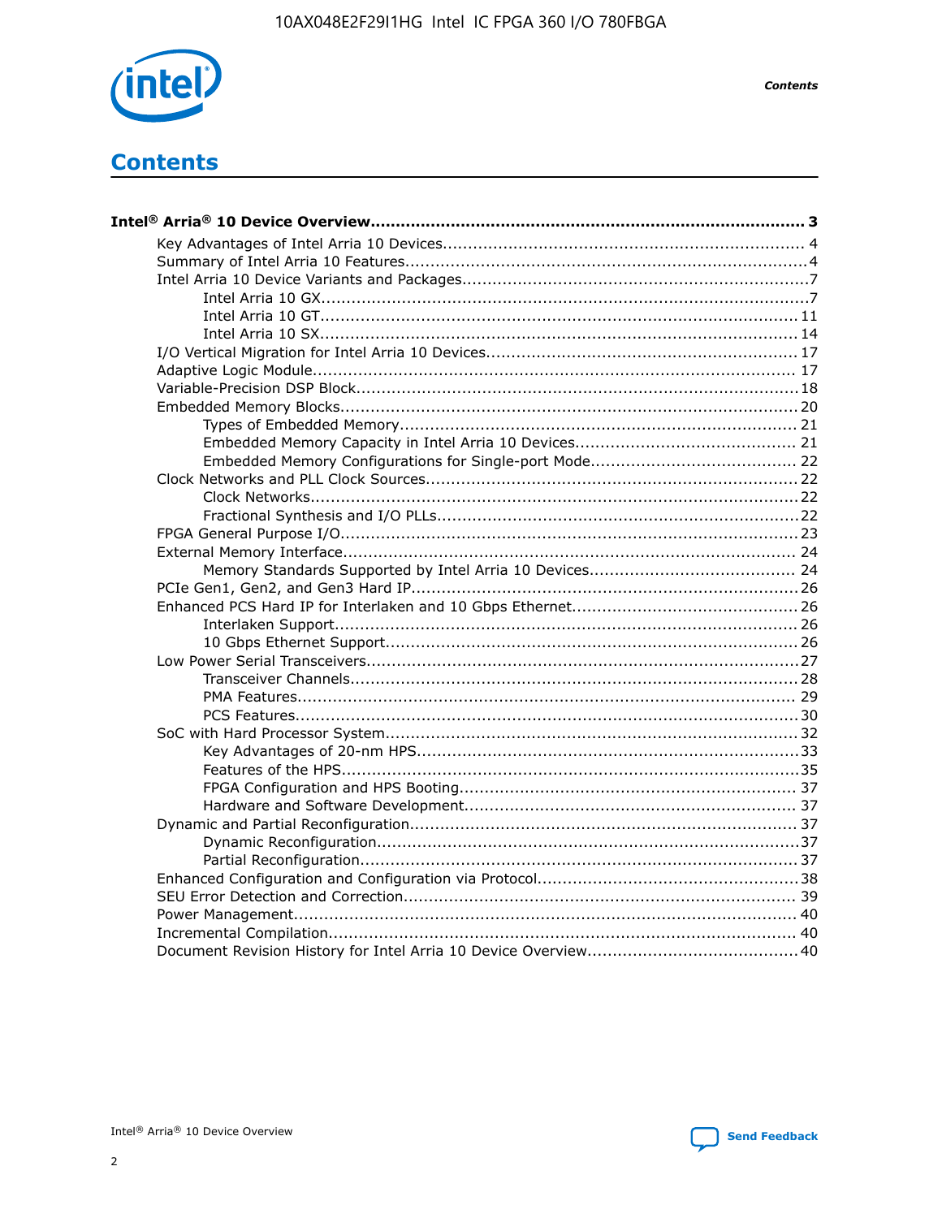# Contents

**Intel® Arria® 10 Device Overview....................................................................................... 3**

- Key Advantages of Intel Arria 10 Devices........................................................................ 4
- Summary of Intel Arria 10 Features................................................................................4
- Intel Arria 10 Device Variants and Packages....................................................................7
  - Intel Arria 10 GX.................................................................................................7
  - Intel Arria 10 GT............................................................................................... 11
  - Intel Arria 10 SX............................................................................................... 14
- I/O Vertical Migration for Intel Arria 10 Devices.............................................................. 17
- Adaptive Logic Module................................................................................................ 17
- Variable-Precision DSP Block.......................................................................................18
- Embedded Memory Blocks...........................................................................................20
  - Types of Embedded Memory............................................................................... 21
  - Embedded Memory Capacity in Intel Arria 10 Devices............................................ 21
  - Embedded Memory Configurations for Single-port Mode......................................... 22
- Clock Networks and PLL Clock Sources.........................................................................22
  - Clock Networks.................................................................................................22
  - Fractional Synthesis and I/O PLLs........................................................................22
- FPGA General Purpose I/O..........................................................................................23
- External Memory Interface.......................................................................................... 24
  - Memory Standards Supported by Intel Arria 10 Devices......................................... 24
- PCIe Gen1, Gen2, and Gen3 Hard IP.............................................................................26
- Enhanced PCS Hard IP for Interlaken and 10 Gbps Ethernet.............................................26
  - Interlaken Support............................................................................................ 26
  - 10 Gbps Ethernet Support.................................................................................. 26
- Low Power Serial Transceivers.....................................................................................27
  - Transceiver Channels.........................................................................................28
  - PMA Features................................................................................................... 29
  - PCS Features....................................................................................................30
- SoC with Hard Processor System..................................................................................32
  - Key Advantages of 20-nm HPS............................................................................33
  - Features of the HPS...........................................................................................35
  - FPGA Configuration and HPS Booting................................................................... 37
  - Hardware and Software Development.................................................................. 37
- Dynamic and Partial Reconfiguration.............................................................................37
  - Dynamic Reconfiguration....................................................................................37
  - Partial Reconfiguration.......................................................................................37
- Enhanced Configuration and Configuration via Protocol....................................................38
- SEU Error Detection and Correction.............................................................................. 39
- Power Management.................................................................................................... 40
- Incremental Compilation............................................................................................. 40
- Document Revision History for Intel Arria 10 Device Overview..........................................40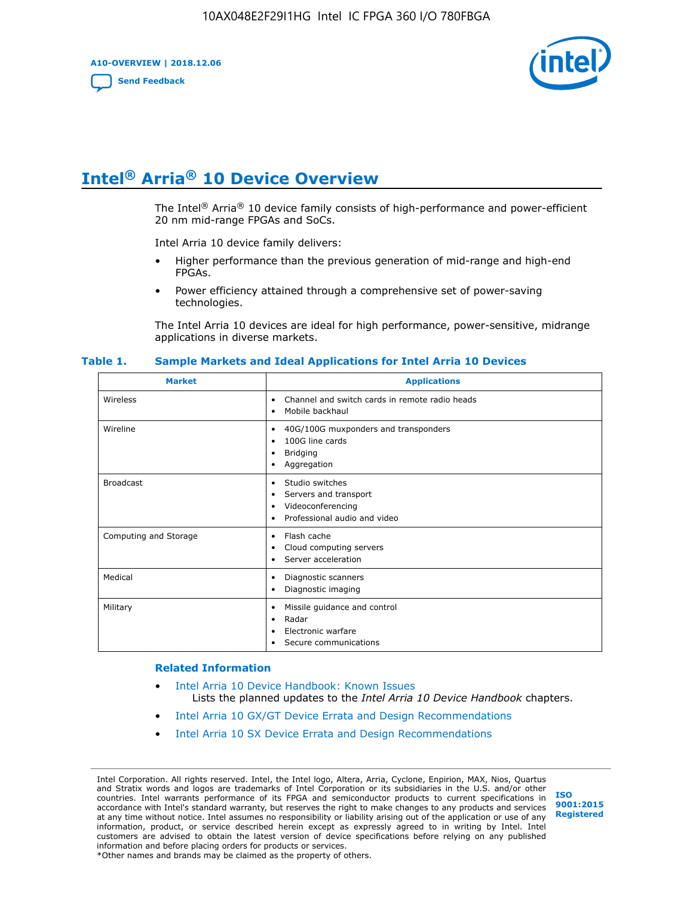# Intel® Arria® 10 Device Overview

The Intel® Arria® 10 device family consists of high-performance and power-efficient 20 nm mid-range FPGAs and SoCs.

Intel Arria 10 device family delivers:

- Higher performance than the previous generation of mid-range and high-end FPGAs.
- Power efficiency attained through a comprehensive set of power-saving technologies.

The Intel Arria 10 devices are ideal for high performance, power-sensitive, midrange applications in diverse markets.

**Table 1. Sample Markets and Ideal Applications for Intel Arria 10 Devices**

| Market | Applications |
| --- | --- |
| Wireless | • Channel and switch cards in remote radio heads<br>• Mobile backhaul |
| Wireline | • 40G/100G muxponders and transponders<br>• 100G line cards<br>• Bridging<br>• Aggregation |
| Broadcast | • Studio switches<br>• Servers and transport<br>• Videoconferencing<br>• Professional audio and video |
| Computing and Storage | • Flash cache<br>• Cloud computing servers<br>• Server acceleration |
| Medical | • Diagnostic scanners<br>• Diagnostic imaging |
| Military | • Missile guidance and control<br>• Radar<br>• Electronic warfare<br>• Secure communications |

## Related Information

- Intel Arria 10 Device Handbook: Known Issues
  Lists the planned updates to the *Intel Arria 10 Device Handbook* chapters.
- Intel Arria 10 GX/GT Device Errata and Design Recommendations
- Intel Arria 10 SX Device Errata and Design Recommendations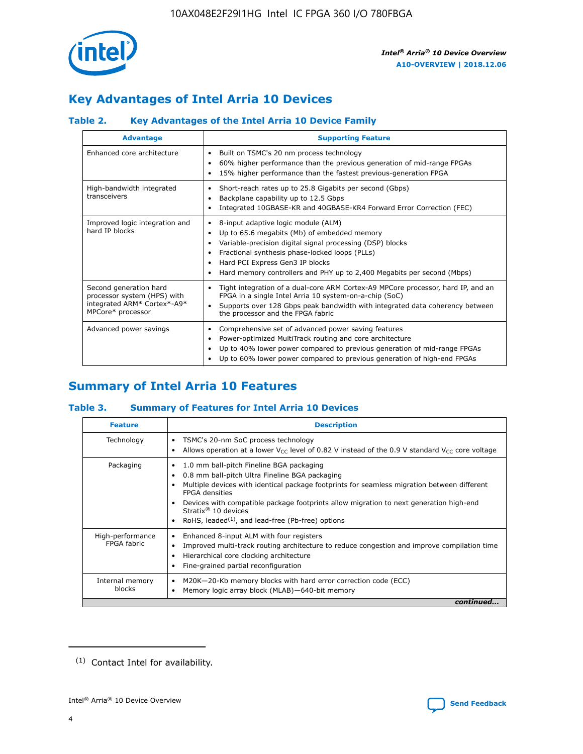# Key Advantages of Intel Arria 10 Devices

### Table 2. Key Advantages of the Intel Arria 10 Device Family

| Advantage | Supporting Feature |
|---|---|
| Enhanced core architecture | • Built on TSMC's 20 nm process technology<br>• 60% higher performance than the previous generation of mid-range FPGAs<br>• 15% higher performance than the fastest previous-generation FPGA |
| High-bandwidth integrated transceivers | • Short-reach rates up to 25.8 Gigabits per second (Gbps)<br>• Backplane capability up to 12.5 Gbps<br>• Integrated 10GBASE-KR and 40GBASE-KR4 Forward Error Correction (FEC) |
| Improved logic integration and hard IP blocks | • 8-input adaptive logic module (ALM)<br>• Up to 65.6 megabits (Mb) of embedded memory<br>• Variable-precision digital signal processing (DSP) blocks<br>• Fractional synthesis phase-locked loops (PLLs)<br>• Hard PCI Express Gen3 IP blocks<br>• Hard memory controllers and PHY up to 2,400 Megabits per second (Mbps) |
| Second generation hard processor system (HPS) with integrated ARM* Cortex*-A9* MPCore* processor | • Tight integration of a dual-core ARM Cortex-A9 MPCore processor, hard IP, and an FPGA in a single Intel Arria 10 system-on-a-chip (SoC)<br>• Supports over 128 Gbps peak bandwidth with integrated data coherency between the processor and the FPGA fabric |
| Advanced power savings | • Comprehensive set of advanced power saving features<br>• Power-optimized MultiTrack routing and core architecture<br>• Up to 40% lower power compared to previous generation of mid-range FPGAs<br>• Up to 60% lower power compared to previous generation of high-end FPGAs |

# Summary of Intel Arria 10 Features

### Table 3. Summary of Features for Intel Arria 10 Devices

| Feature | Description |
|---|---|
| Technology | • TSMC's 20-nm SoC process technology<br>• Allows operation at a lower $V_{CC}$ level of 0.82 V instead of the 0.9 V standard $V_{CC}$ core voltage |
| Packaging | • 1.0 mm ball-pitch Fineline BGA packaging<br>• 0.8 mm ball-pitch Ultra Fineline BGA packaging<br>• Multiple devices with identical package footprints for seamless migration between different FPGA densities<br>• Devices with compatible package footprints allow migration to next generation high-end Stratix® 10 devices<br>• RoHS, leaded[1], and lead-free (Pb-free) options |
| High-performance FPGA fabric | • Enhanced 8-input ALM with four registers<br>• Improved multi-track routing architecture to reduce congestion and improve compilation time<br>• Hierarchical core clocking architecture<br>• Fine-grained partial reconfiguration |
| Internal memory blocks | • M20K—20-Kb memory blocks with hard error correction code (ECC)<br>• Memory logic array block (MLAB)—640-bit memory |

*continued...*

(1) Contact Intel for availability.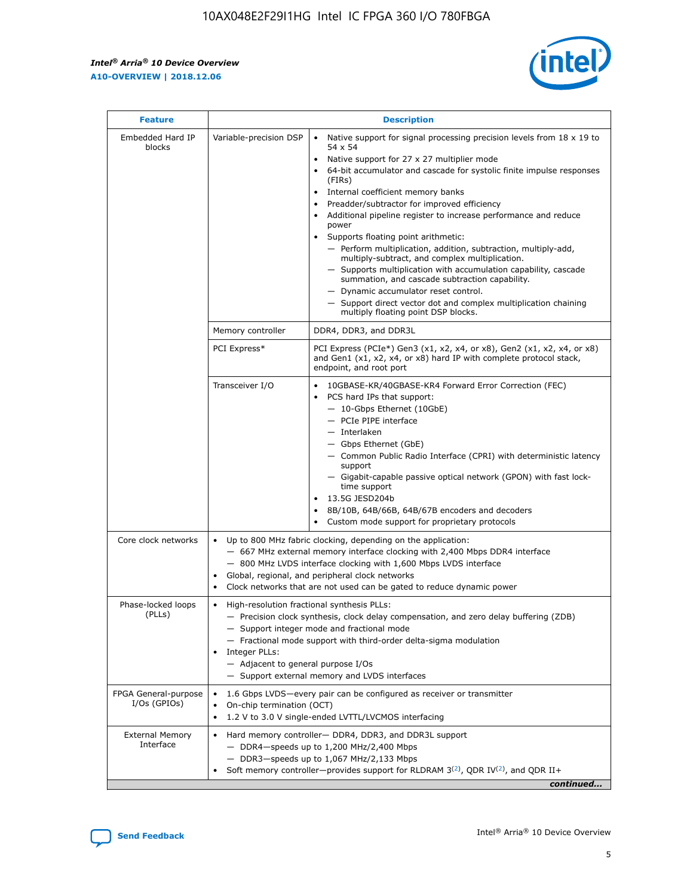| Feature | Description | |
|---|---|---|
| Embedded Hard IP blocks | Variable-precision DSP | • Native support for signal processing precision levels from 18 x 19 to 54 x 54<br>• Native support for 27 x 27 multiplier mode<br>• 64-bit accumulator and cascade for systolic finite impulse responses (FIRs)<br>• Internal coefficient memory banks<br>• Preadder/subtractor for improved efficiency<br>• Additional pipeline register to increase performance and reduce power<br>• Supports floating point arithmetic:<br>— Perform multiplication, addition, subtraction, multiply-add, multiply-subtract, and complex multiplication.<br>— Supports multiplication with accumulation capability, cascade summation, and cascade subtraction capability.<br>— Dynamic accumulator reset control.<br>— Support direct vector dot and complex multiplication chaining multiply floating point DSP blocks. |
| | Memory controller | DDR4, DDR3, and DDR3L |
| | PCI Express* | PCI Express (PCIe*) Gen3 (x1, x2, x4, or x8), Gen2 (x1, x2, x4, or x8) and Gen1 (x1, x2, x4, or x8) hard IP with complete protocol stack, endpoint, and root port |
| | Transceiver I/O | • 10GBASE-KR/40GBASE-KR4 Forward Error Correction (FEC)<br>• PCS hard IPs that support:<br>— 10-Gbps Ethernet (10GbE)<br>— PCIe PIPE interface<br>— Interlaken<br>— Gbps Ethernet (GbE)<br>— Common Public Radio Interface (CPRI) with deterministic latency support<br>— Gigabit-capable passive optical network (GPON) with fast lock-time support<br>• 13.5G JESD204b<br>• 8B/10B, 64B/66B, 64B/67B encoders and decoders<br>• Custom mode support for proprietary protocols |
| Core clock networks | • Up to 800 MHz fabric clocking, depending on the application:<br>— 667 MHz external memory interface clocking with 2,400 Mbps DDR4 interface<br>— 800 MHz LVDS interface clocking with 1,600 Mbps LVDS interface<br>• Global, regional, and peripheral clock networks<br>• Clock networks that are not used can be gated to reduce dynamic power | |
| Phase-locked loops (PLLs) | • High-resolution fractional synthesis PLLs:<br>— Precision clock synthesis, clock delay compensation, and zero delay buffering (ZDB)<br>— Support integer mode and fractional mode<br>— Fractional mode support with third-order delta-sigma modulation<br>• Integer PLLs:<br>— Adjacent to general purpose I/Os<br>— Support external memory and LVDS interfaces | |
| FPGA General-purpose I/Os (GPIOs) | • 1.6 Gbps LVDS—every pair can be configured as receiver or transmitter<br>• On-chip termination (OCT)<br>• 1.2 V to 3.0 V single-ended LVTTL/LVCMOS interfacing | |
| External Memory Interface | • Hard memory controller— DDR4, DDR3, and DDR3L support<br>— DDR4—speeds up to 1,200 MHz/2,400 Mbps<br>— DDR3—speeds up to 1,067 MHz/2,133 Mbps<br>• Soft memory controller—provides support for RLDRAM 3[(2)], QDR IV[(2)], and QDR II+ | |

*continued...*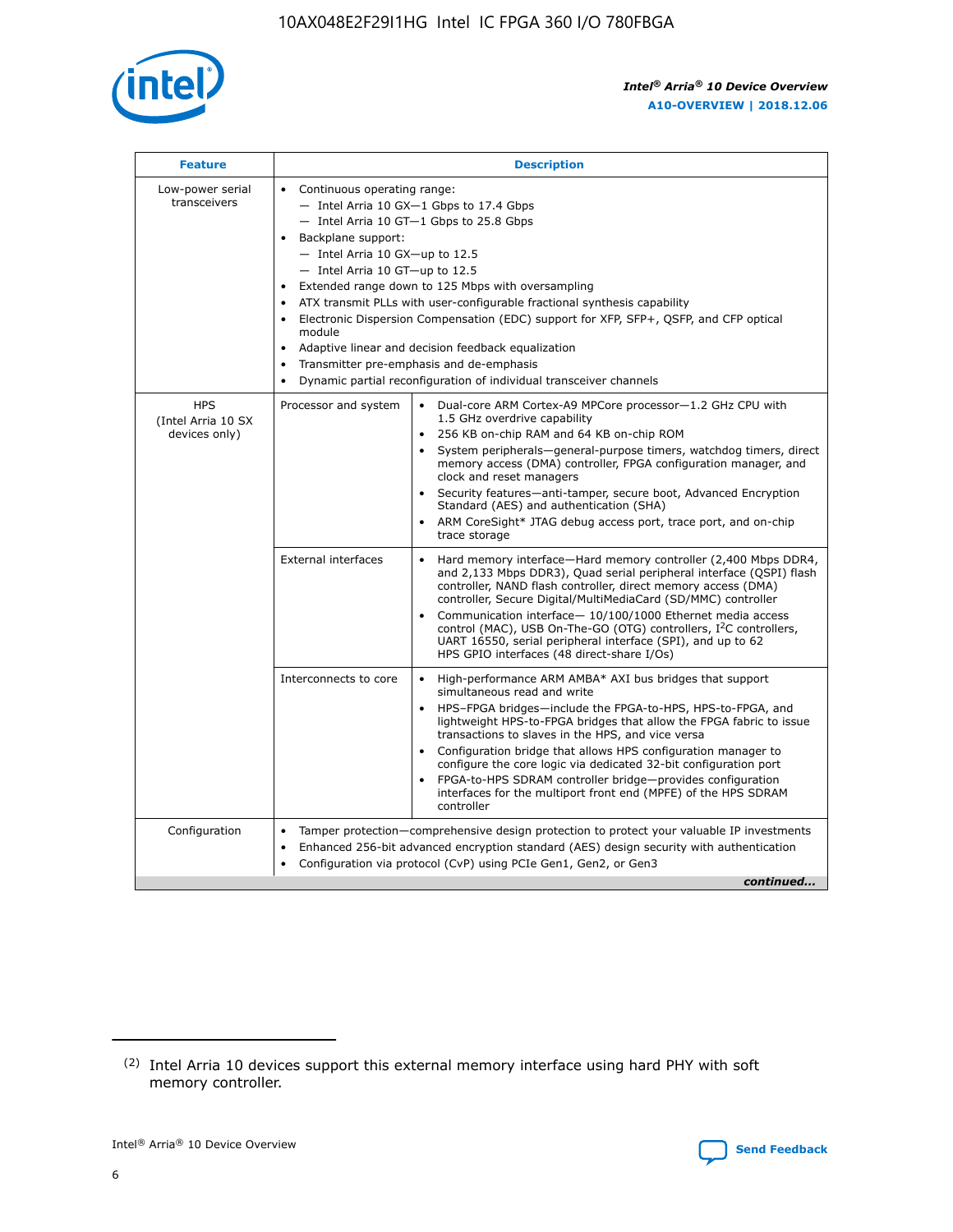| Feature | Description | |
|---|---|---|
| Low-power serial transceivers | • Continuous operating range:<br>— Intel Arria 10 GX—1 Gbps to 17.4 Gbps<br>— Intel Arria 10 GT—1 Gbps to 25.8 Gbps<br>• Backplane support:<br>— Intel Arria 10 GX—up to 12.5<br>— Intel Arria 10 GT—up to 12.5<br>• Extended range down to 125 Mbps with oversampling<br>• ATX transmit PLLs with user-configurable fractional synthesis capability<br>• Electronic Dispersion Compensation (EDC) support for XFP, SFP+, QSFP, and CFP optical module<br>• Adaptive linear and decision feedback equalization<br>• Transmitter pre-emphasis and de-emphasis<br>• Dynamic partial reconfiguration of individual transceiver channels | |
| HPS (Intel Arria 10 SX devices only) | Processor and system | • Dual-core ARM Cortex-A9 MPCore processor—1.2 GHz CPU with 1.5 GHz overdrive capability<br>• 256 KB on-chip RAM and 64 KB on-chip ROM<br>• System peripherals—general-purpose timers, watchdog timers, direct memory access (DMA) controller, FPGA configuration manager, and clock and reset managers<br>• Security features—anti-tamper, secure boot, Advanced Encryption Standard (AES) and authentication (SHA)<br>• ARM CoreSight* JTAG debug access port, trace port, and on-chip trace storage |
| | External interfaces | • Hard memory interface—Hard memory controller (2,400 Mbps DDR4, and 2,133 Mbps DDR3), Quad serial peripheral interface (QSPI) flash controller, NAND flash controller, direct memory access (DMA) controller, Secure Digital/MultiMediaCard (SD/MMC) controller<br>• Communication interface— 10/100/1000 Ethernet media access control (MAC), USB On-The-GO (OTG) controllers, I²C controllers, UART 16550, serial peripheral interface (SPI), and up to 62 HPS GPIO interfaces (48 direct-share I/Os) |
| | Interconnects to core | • High-performance ARM AMBA* AXI bus bridges that support simultaneous read and write<br>• HPS–FPGA bridges—include the FPGA-to-HPS, HPS-to-FPGA, and lightweight HPS-to-FPGA bridges that allow the FPGA fabric to issue transactions to slaves in the HPS, and vice versa<br>• Configuration bridge that allows HPS configuration manager to configure the core logic via dedicated 32-bit configuration port<br>• FPGA-to-HPS SDRAM controller bridge—provides configuration interfaces for the multiport front end (MPFE) of the HPS SDRAM controller |
| Configuration | • Tamper protection—comprehensive design protection to protect your valuable IP investments<br>• Enhanced 256-bit advanced encryption standard (AES) design security with authentication<br>• Configuration via protocol (CvP) using PCIe Gen1, Gen2, or Gen3 | |

*continued...*

(2) Intel Arria 10 devices support this external memory interface using hard PHY with soft memory controller.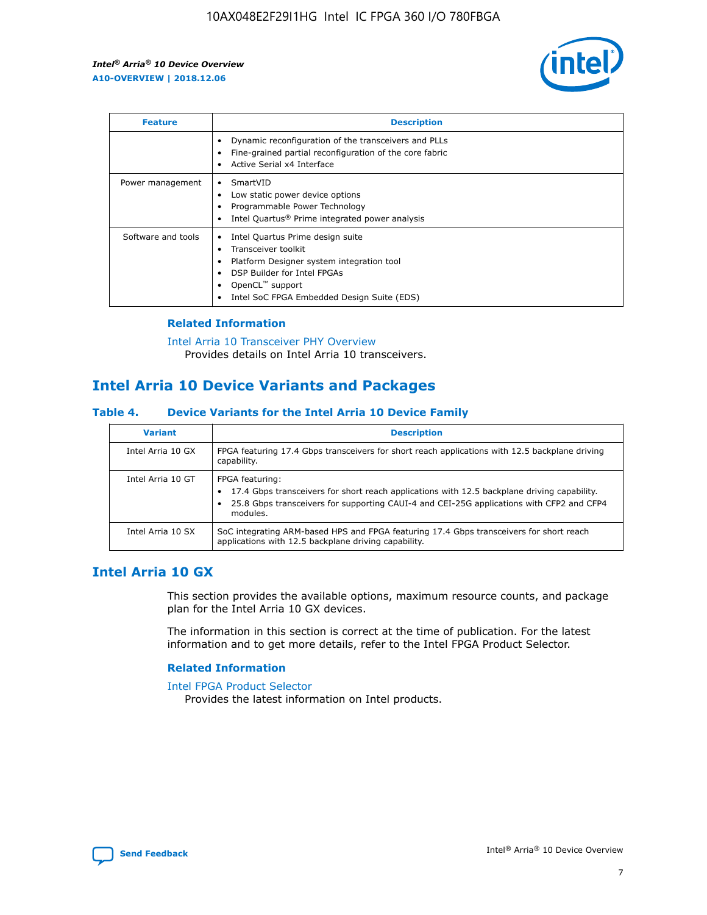| Feature | Description |
| --- | --- |
| | • Dynamic reconfiguration of the transceivers and PLLs<br>• Fine-grained partial reconfiguration of the core fabric<br>• Active Serial x4 Interface |
| Power management | • SmartVID<br>• Low static power device options<br>• Programmable Power Technology<br>• Intel Quartus® Prime integrated power analysis |
| Software and tools | • Intel Quartus Prime design suite<br>• Transceiver toolkit<br>• Platform Designer system integration tool<br>• DSP Builder for Intel FPGAs<br>• OpenCL™ support<br>• Intel SoC FPGA Embedded Design Suite (EDS) |

### Related Information

Intel Arria 10 Transceiver PHY Overview
Provides details on Intel Arria 10 transceivers.

## Intel Arria 10 Device Variants and Packages

### Table 4. Device Variants for the Intel Arria 10 Device Family

| Variant | Description |
| --- | --- |
| Intel Arria 10 GX | FPGA featuring 17.4 Gbps transceivers for short reach applications with 12.5 backplane driving capability. |
| Intel Arria 10 GT | FPGA featuring:<br>• 17.4 Gbps transceivers for short reach applications with 12.5 backplane driving capability.<br>• 25.8 Gbps transceivers for supporting CAUI-4 and CEI-25G applications with CFP2 and CFP4 modules. |
| Intel Arria 10 SX | SoC integrating ARM-based HPS and FPGA featuring 17.4 Gbps transceivers for short reach applications with 12.5 backplane driving capability. |

## Intel Arria 10 GX

This section provides the available options, maximum resource counts, and package plan for the Intel Arria 10 GX devices.

The information in this section is correct at the time of publication. For the latest information and to get more details, refer to the Intel FPGA Product Selector.

### Related Information

Intel FPGA Product Selector
Provides the latest information on Intel products.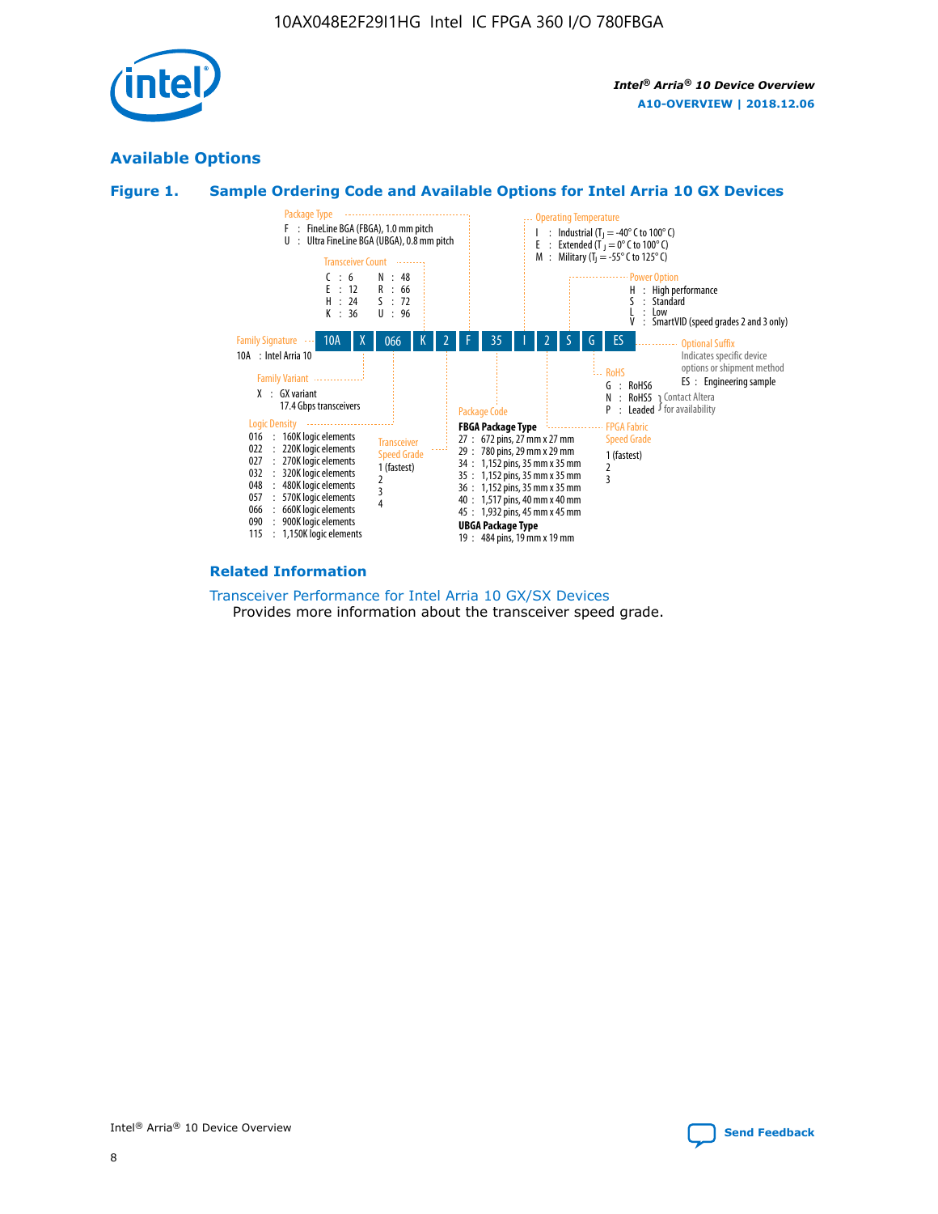## Available Options

### Figure 1. Sample Ordering Code and Available Options for Intel Arria 10 GX Devices

Sample ordering code: 10A X 066 K 2 F 35 I 2 S G ES

**Family Signature**
- 10A : Intel Arria 10

**Family Variant**
- X : GX variant 17.4 Gbps transceivers

**Logic Density**
- 016 : 160K logic elements
- 022 : 220K logic elements
- 027 : 270K logic elements
- 032 : 320K logic elements
- 048 : 480K logic elements
- 057 : 570K logic elements
- 066 : 660K logic elements
- 090 : 900K logic elements
- 115 : 1,150K logic elements

**Transceiver Count**
- C : 6
- E : 12
- H : 24
- K : 36
- N : 48
- R : 66
- S : 72
- U : 96

**Transceiver Speed Grade**
- 1 (fastest)
- 2
- 3
- 4

**Package Type**
- F : FineLine BGA (FBGA), 1.0 mm pitch
- U : Ultra FineLine BGA (UBGA), 0.8 mm pitch

**Package Code**

FBGA Package Type
- 27 : 672 pins, 27 mm x 27 mm
- 29 : 780 pins, 29 mm x 29 mm
- 34 : 1,152 pins, 35 mm x 35 mm
- 35 : 1,152 pins, 35 mm x 35 mm
- 36 : 1,152 pins, 35 mm x 35 mm
- 40 : 1,517 pins, 40 mm x 40 mm
- 45 : 1,932 pins, 45 mm x 45 mm

UBGA Package Type
- 19 : 484 pins, 19 mm x 19 mm

**Operating Temperature**
- I : Industrial ($T_J$ = -40° C to 100° C)
- E : Extended ($T_J$ = 0° C to 100° C)
- M : Military ($T_J$ = -55° C to 125° C)

**FPGA Fabric Speed Grade**
- 1 (fastest)
- 2
- 3

**Power Option**
- H : High performance
- S : Standard
- L : Low
- V : SmartVID (speed grades 2 and 3 only)

**RoHS**
- G : RoHS6
- N : RoHS5 (Contact Altera for availability)
- P : Leaded (Contact Altera for availability)

**Optional Suffix**

Indicates specific device options or shipment method
- ES : Engineering sample

### Related Information

Transceiver Performance for Intel Arria 10 GX/SX Devices

Provides more information about the transceiver speed grade.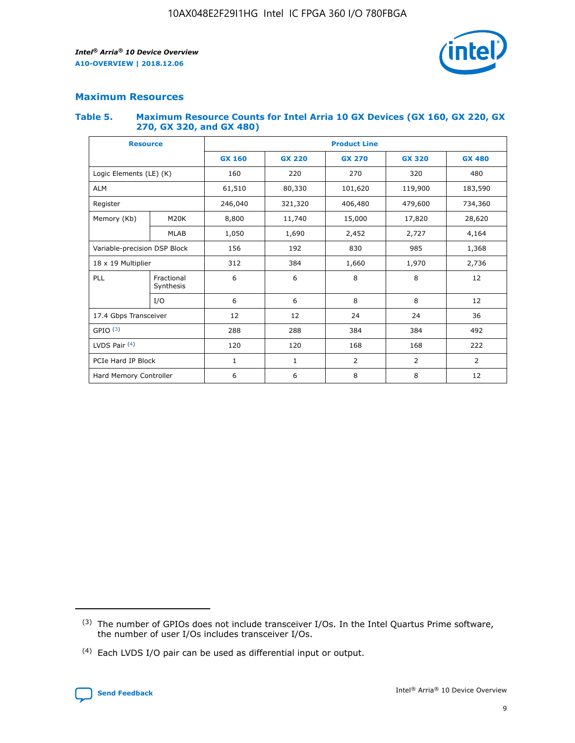## Maximum Resources

### Table 5. Maximum Resource Counts for Intel Arria 10 GX Devices (GX 160, GX 220, GX 270, GX 320, and GX 480)

| Resource | | Product Line | | | | |
|---|---|---|---|---|---|---|
| | | GX 160 | GX 220 | GX 270 | GX 320 | GX 480 |
| Logic Elements (LE) (K) | | 160 | 220 | 270 | 320 | 480 |
| ALM | | 61,510 | 80,330 | 101,620 | 119,900 | 183,590 |
| Register | | 246,040 | 321,320 | 406,480 | 479,600 | 734,360 |
| Memory (Kb) | M20K | 8,800 | 11,740 | 15,000 | 17,820 | 28,620 |
| | MLAB | 1,050 | 1,690 | 2,452 | 2,727 | 4,164 |
| Variable-precision DSP Block | | 156 | 192 | 830 | 985 | 1,368 |
| 18 x 19 Multiplier | | 312 | 384 | 1,660 | 1,970 | 2,736 |
| PLL | Fractional Synthesis | 6 | 6 | 8 | 8 | 12 |
| | I/O | 6 | 6 | 8 | 8 | 12 |
| 17.4 Gbps Transceiver | | 12 | 12 | 24 | 24 | 36 |
| GPIO (3) | | 288 | 288 | 384 | 384 | 492 |
| LVDS Pair (4) | | 120 | 120 | 168 | 168 | 222 |
| PCIe Hard IP Block | | 1 | 1 | 2 | 2 | 2 |
| Hard Memory Controller | | 6 | 6 | 8 | 8 | 12 |

(3) The number of GPIOs does not include transceiver I/Os. In the Intel Quartus Prime software, the number of user I/Os includes transceiver I/Os.

(4) Each LVDS I/O pair can be used as differential input or output.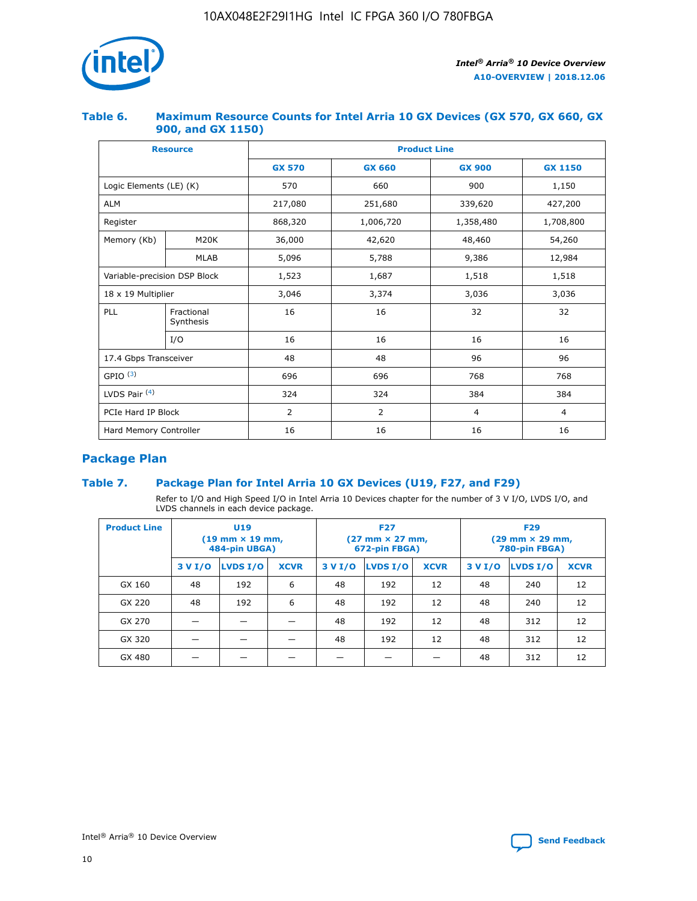### Table 6. Maximum Resource Counts for Intel Arria 10 GX Devices (GX 570, GX 660, GX 900, and GX 1150)

| Resource | | Product Line | | | |
|---|---|---|---|---|---|
| | | GX 570 | GX 660 | GX 900 | GX 1150 |
| Logic Elements (LE) (K) | | 570 | 660 | 900 | 1,150 |
| ALM | | 217,080 | 251,680 | 339,620 | 427,200 |
| Register | | 868,320 | 1,006,720 | 1,358,480 | 1,708,800 |
| Memory (Kb) | M20K | 36,000 | 42,620 | 48,460 | 54,260 |
| | MLAB | 5,096 | 5,788 | 9,386 | 12,984 |
| Variable-precision DSP Block | | 1,523 | 1,687 | 1,518 | 1,518 |
| 18 x 19 Multiplier | | 3,046 | 3,374 | 3,036 | 3,036 |
| PLL | Fractional Synthesis | 16 | 16 | 32 | 32 |
| | I/O | 16 | 16 | 16 | 16 |
| 17.4 Gbps Transceiver | | 48 | 48 | 96 | 96 |
| GPIO [(3)] | | 696 | 696 | 768 | 768 |
| LVDS Pair [(4)] | | 324 | 324 | 384 | 384 |
| PCIe Hard IP Block | | 2 | 2 | 4 | 4 |
| Hard Memory Controller | | 16 | 16 | 16 | 16 |

## Package Plan

### Table 7. Package Plan for Intel Arria 10 GX Devices (U19, F27, and F29)

Refer to I/O and High Speed I/O in Intel Arria 10 Devices chapter for the number of 3 V I/O, LVDS I/O, and LVDS channels in each device package.

| Product Line | U19 (19 mm × 19 mm, 484-pin UBGA) | | | F27 (27 mm × 27 mm, 672-pin FBGA) | | | F29 (29 mm × 29 mm, 780-pin FBGA) | | |
|---|---|---|---|---|---|---|---|---|---|
| | 3 V I/O | LVDS I/O | XCVR | 3 V I/O | LVDS I/O | XCVR | 3 V I/O | LVDS I/O | XCVR |
| GX 160 | 48 | 192 | 6 | 48 | 192 | 12 | 48 | 240 | 12 |
| GX 220 | 48 | 192 | 6 | 48 | 192 | 12 | 48 | 240 | 12 |
| GX 270 | — | — | — | 48 | 192 | 12 | 48 | 312 | 12 |
| GX 320 | — | — | — | 48 | 192 | 12 | 48 | 312 | 12 |
| GX 480 | — | — | — | — | — | — | 48 | 312 | 12 |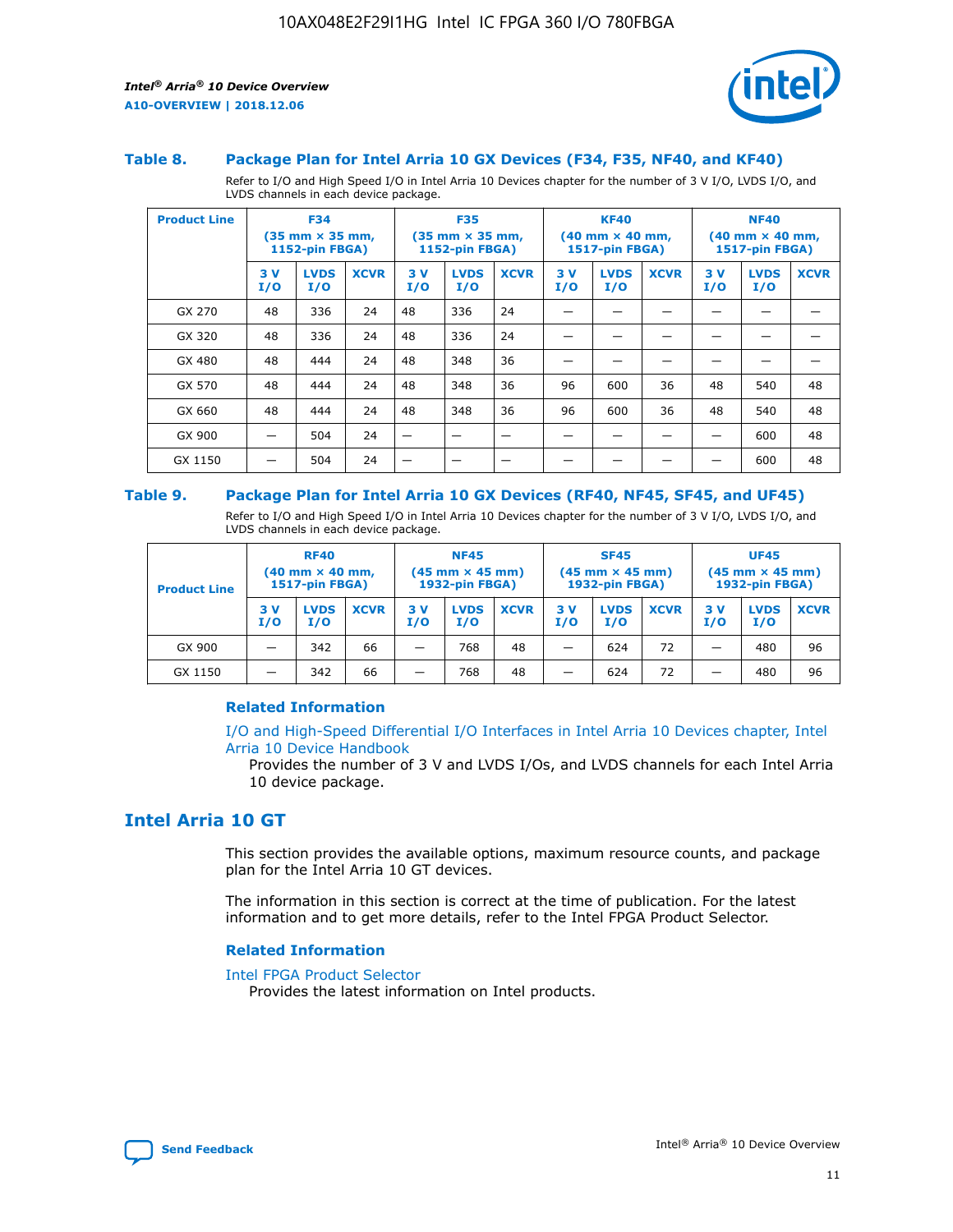### Table 8. Package Plan for Intel Arria 10 GX Devices (F34, F35, NF40, and KF40)

Refer to I/O and High Speed I/O in Intel Arria 10 Devices chapter for the number of 3 V I/O, LVDS I/O, and LVDS channels in each device package.

| Product Line | F34 (35 mm × 35 mm, 1152-pin FBGA) | | | F35 (35 mm × 35 mm, 1152-pin FBGA) | | | KF40 (40 mm × 40 mm, 1517-pin FBGA) | | | NF40 (40 mm × 40 mm, 1517-pin FBGA) | | |
|---|---|---|---|---|---|---|---|---|---|---|---|---|
| | 3 V I/O | LVDS I/O | XCVR | 3 V I/O | LVDS I/O | XCVR | 3 V I/O | LVDS I/O | XCVR | 3 V I/O | LVDS I/O | XCVR |
| GX 270 | 48 | 336 | 24 | 48 | 336 | 24 | — | — | — | — | — | — |
| GX 320 | 48 | 336 | 24 | 48 | 336 | 24 | — | — | — | — | — | — |
| GX 480 | 48 | 444 | 24 | 48 | 348 | 36 | — | — | — | — | — | — |
| GX 570 | 48 | 444 | 24 | 48 | 348 | 36 | 96 | 600 | 36 | 48 | 540 | 48 |
| GX 660 | 48 | 444 | 24 | 48 | 348 | 36 | 96 | 600 | 36 | 48 | 540 | 48 |
| GX 900 | — | 504 | 24 | — | — | — | — | — | — | — | 600 | 48 |
| GX 1150 | — | 504 | 24 | — | — | — | — | — | — | — | 600 | 48 |

### Table 9. Package Plan for Intel Arria 10 GX Devices (RF40, NF45, SF45, and UF45)

Refer to I/O and High Speed I/O in Intel Arria 10 Devices chapter for the number of 3 V I/O, LVDS I/O, and LVDS channels in each device package.

| Product Line | RF40 (40 mm × 40 mm, 1517-pin FBGA) | | | NF45 (45 mm × 45 mm) 1932-pin FBGA) | | | SF45 (45 mm × 45 mm) 1932-pin FBGA) | | | UF45 (45 mm × 45 mm) 1932-pin FBGA) | | |
|---|---|---|---|---|---|---|---|---|---|---|---|---|
| | 3 V I/O | LVDS I/O | XCVR | 3 V I/O | LVDS I/O | XCVR | 3 V I/O | LVDS I/O | XCVR | 3 V I/O | LVDS I/O | XCVR |
| GX 900 | — | 342 | 66 | — | 768 | 48 | — | 624 | 72 | — | 480 | 96 |
| GX 1150 | — | 342 | 66 | — | 768 | 48 | — | 624 | 72 | — | 480 | 96 |

#### Related Information

I/O and High-Speed Differential I/O Interfaces in Intel Arria 10 Devices chapter, Intel Arria 10 Device Handbook

Provides the number of 3 V and LVDS I/Os, and LVDS channels for each Intel Arria 10 device package.

## Intel Arria 10 GT

This section provides the available options, maximum resource counts, and package plan for the Intel Arria 10 GT devices.

The information in this section is correct at the time of publication. For the latest information and to get more details, refer to the Intel FPGA Product Selector.

#### Related Information

Intel FPGA Product Selector

Provides the latest information on Intel products.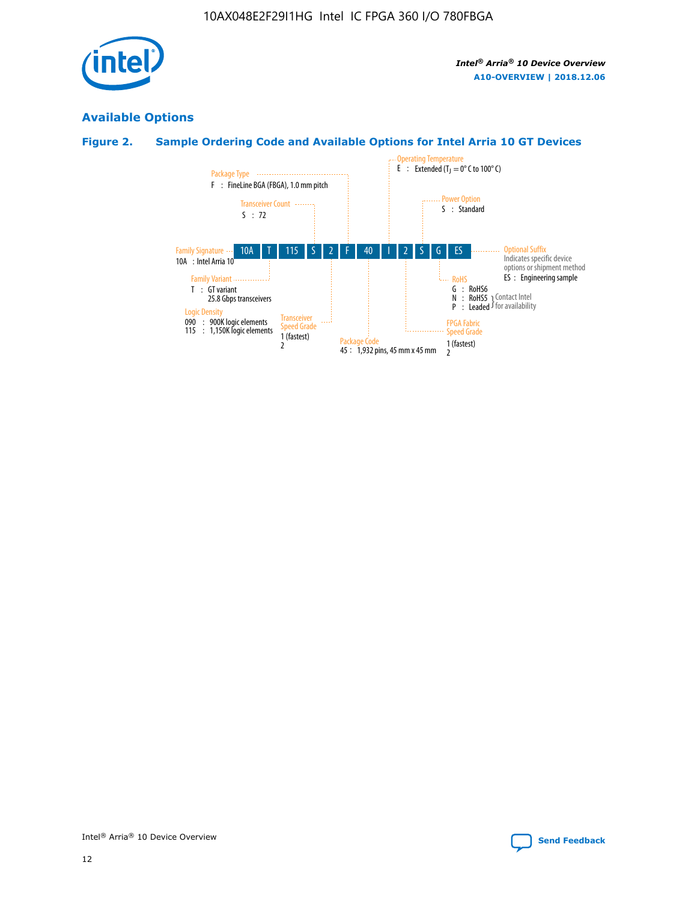## Available Options

### Figure 2. Sample Ordering Code and Available Options for Intel Arria 10 GT Devices

| 10A | T | 115 | S | 2 | F | 40 | I | 2 | S | G | ES |
|---|---|---|---|---|---|---|---|---|---|---|---|

**Family Signature**
10A : Intel Arria 10

**Family Variant**
T : GT variant
25.8 Gbps transceivers

**Logic Density**
090 : 900K logic elements
115 : 1,150K logic elements

**Transceiver Count**
S : 72

**Transceiver Speed Grade**
1 (fastest)
2

**Package Type**
F : FineLine BGA (FBGA), 1.0 mm pitch

**Package Code**
45 : 1,932 pins, 45 mm x 45 mm

**Operating Temperature**
E : Extended ($T_J$ = 0° C to 100° C)

**FPGA Fabric Speed Grade**
1 (fastest)
2

**Power Option**
S : Standard

**RoHS**
G : RoHS6
N : RoHS5 } Contact Intel for availability
P : Leaded } Contact Intel for availability

**Optional Suffix**
Indicates specific device options or shipment method
ES : Engineering sample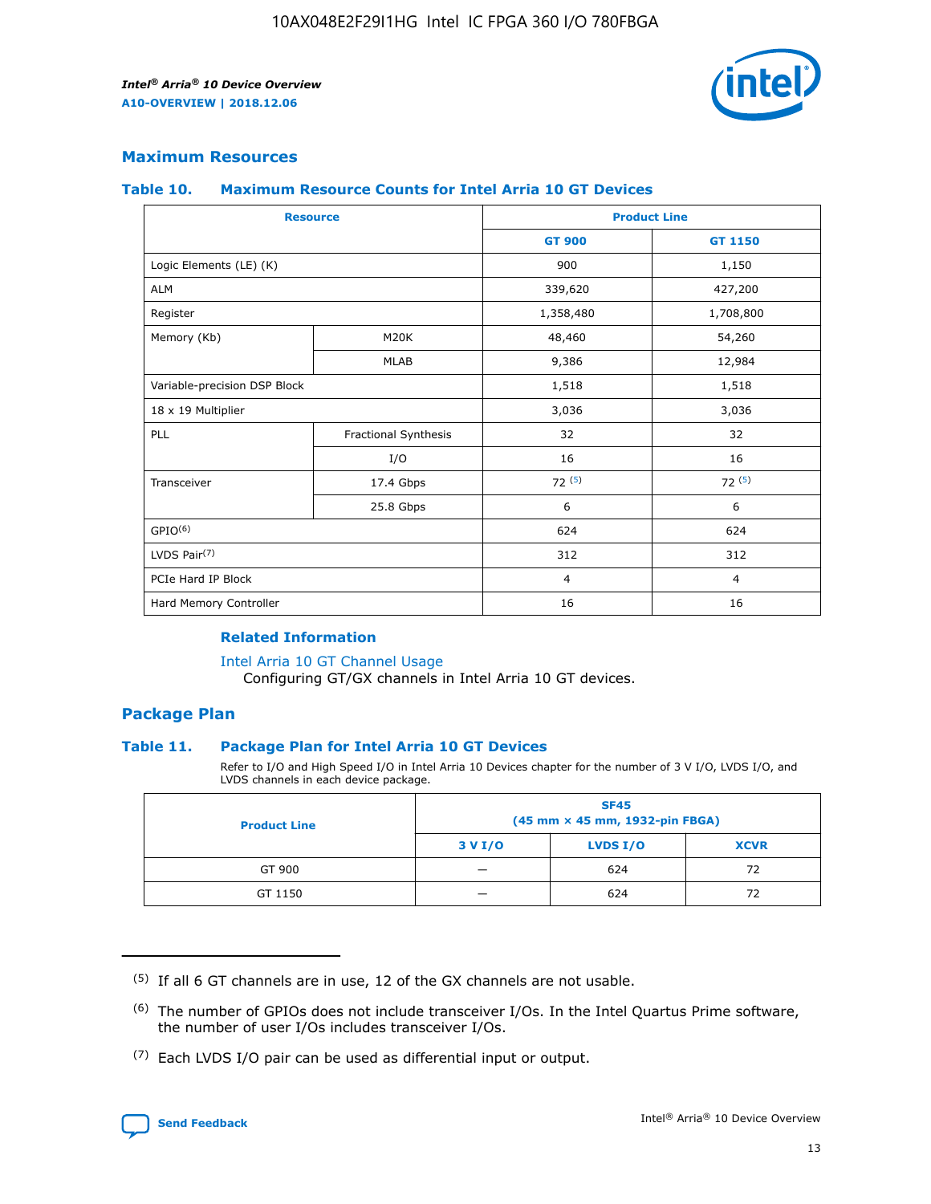## Maximum Resources

### Table 10. Maximum Resource Counts for Intel Arria 10 GT Devices

| Resource | | Product Line | |
|---|---|---|---|
| | | GT 900 | GT 1150 |
| Logic Elements (LE) (K) | | 900 | 1,150 |
| ALM | | 339,620 | 427,200 |
| Register | | 1,358,480 | 1,708,800 |
| Memory (Kb) | M20K | 48,460 | 54,260 |
| | MLAB | 9,386 | 12,984 |
| Variable-precision DSP Block | | 1,518 | 1,518 |
| 18 x 19 Multiplier | | 3,036 | 3,036 |
| PLL | Fractional Synthesis | 32 | 32 |
| | I/O | 16 | 16 |
| Transceiver | 17.4 Gbps | 72 [5] | 72 [5] |
| | 25.8 Gbps | 6 | 6 |
| GPIO[6] | | 624 | 624 |
| LVDS Pair[7] | | 312 | 312 |
| PCIe Hard IP Block | | 4 | 4 |
| Hard Memory Controller | | 16 | 16 |

#### Related Information

Intel Arria 10 GT Channel Usage
Configuring GT/GX channels in Intel Arria 10 GT devices.

## Package Plan

### Table 11. Package Plan for Intel Arria 10 GT Devices

Refer to I/O and High Speed I/O in Intel Arria 10 Devices chapter for the number of 3 V I/O, LVDS I/O, and LVDS channels in each device package.

| Product Line | SF45 (45 mm × 45 mm, 1932-pin FBGA) | | |
|---|---|---|---|
| | 3 V I/O | LVDS I/O | XCVR |
| GT 900 | — | 624 | 72 |
| GT 1150 | — | 624 | 72 |

(5) If all 6 GT channels are in use, 12 of the GX channels are not usable.

(6) The number of GPIOs does not include transceiver I/Os. In the Intel Quartus Prime software, the number of user I/Os includes transceiver I/Os.

(7) Each LVDS I/O pair can be used as differential input or output.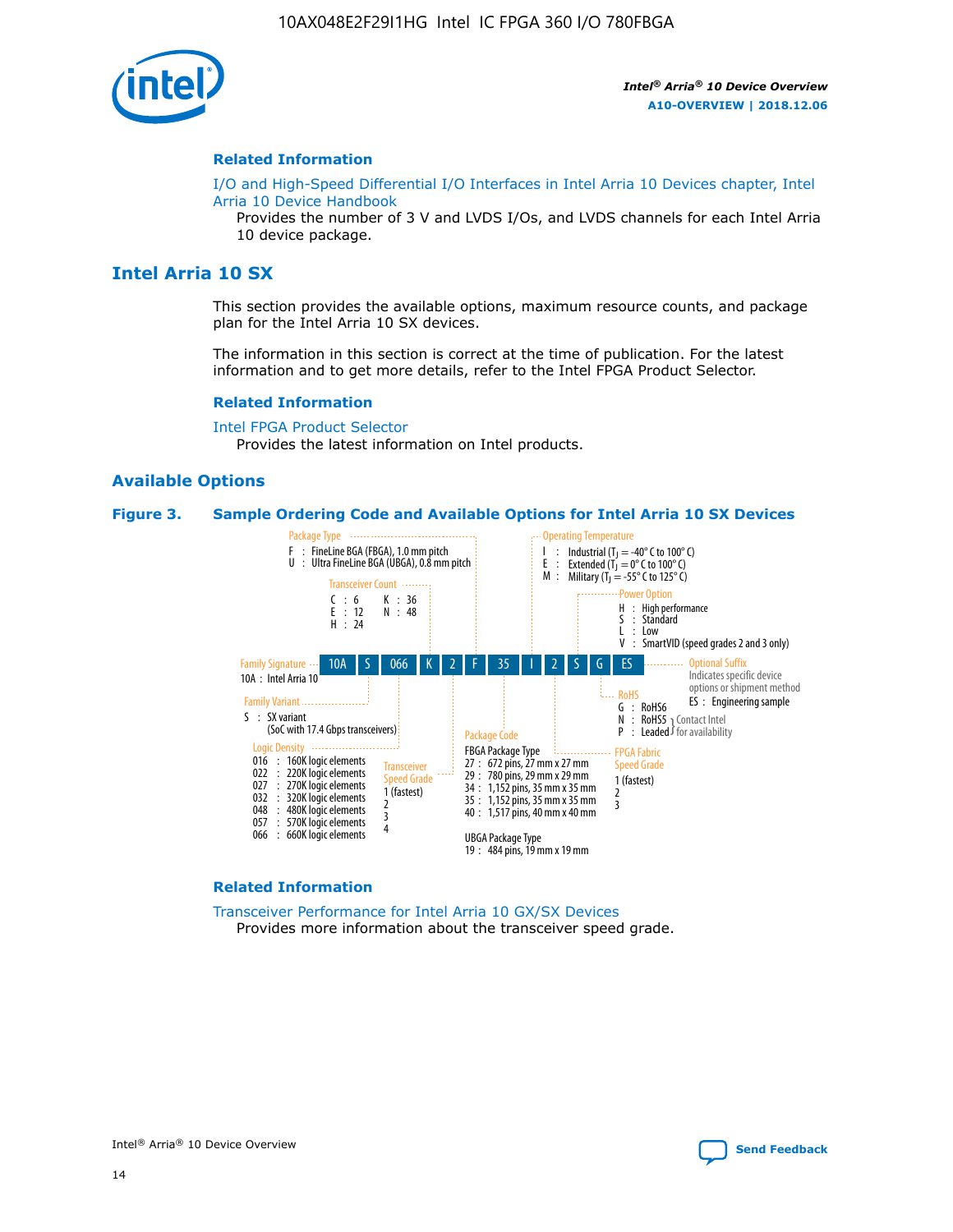## Related Information

I/O and High-Speed Differential I/O Interfaces in Intel Arria 10 Devices chapter, Intel Arria 10 Device Handbook

Provides the number of 3 V and LVDS I/Os, and LVDS channels for each Intel Arria 10 device package.

# Intel Arria 10 SX

This section provides the available options, maximum resource counts, and package plan for the Intel Arria 10 SX devices.

The information in this section is correct at the time of publication. For the latest information and to get more details, refer to the Intel FPGA Product Selector.

## Related Information

Intel FPGA Product Selector

Provides the latest information on Intel products.

## Available Options

**Figure 3. Sample Ordering Code and Available Options for Intel Arria 10 SX Devices**

Sample ordering code: 10A S 066 K 2 F 35 I 2 S G ES

- **Family Signature**
  - 10A : Intel Arria 10
- **Family Variant**
  - S : SX variant (SoC with 17.4 Gbps transceivers)
- **Logic Density**
  - 016 : 160K logic elements
  - 022 : 220K logic elements
  - 027 : 270K logic elements
  - 032 : 320K logic elements
  - 048 : 480K logic elements
  - 057 : 570K logic elements
  - 066 : 660K logic elements
- **Transceiver Count**
  - C : 6
  - E : 12
  - H : 24
  - K : 36
  - N : 48
- **Transceiver Speed Grade**
  - 1 (fastest)
  - 2
  - 3
  - 4
- **Package Type**
  - F : FineLine BGA (FBGA), 1.0 mm pitch
  - U : Ultra FineLine BGA (UBGA), 0.8 mm pitch
- **Package Code**
  - FBGA Package Type
    - 27 : 672 pins, 27 mm x 27 mm
    - 29 : 780 pins, 29 mm x 29 mm
    - 34 : 1,152 pins, 35 mm x 35 mm
    - 35 : 1,152 pins, 35 mm x 35 mm
    - 40 : 1,517 pins, 40 mm x 40 mm
  - UBGA Package Type
    - 19 : 484 pins, 19 mm x 19 mm
- **Operating Temperature**
  - I : Industrial ($T_J$ = -40° C to 100° C)
  - E : Extended ($T_J$ = 0° C to 100° C)
  - M : Military ($T_J$ = -55° C to 125° C)
- **FPGA Fabric Speed Grade**
  - 1 (fastest)
  - 2
  - 3
- **Power Option**
  - H : High performance
  - S : Standard
  - L : Low
  - V : SmartVID (speed grades 2 and 3 only)
- **RoHS**
  - G : RoHS6
  - N : RoHS5 (Contact Intel for availability)
  - P : Leaded (Contact Intel for availability)
- **Optional Suffix**
  - Indicates specific device options or shipment method
  - ES : Engineering sample

## Related Information

Transceiver Performance for Intel Arria 10 GX/SX Devices

Provides more information about the transceiver speed grade.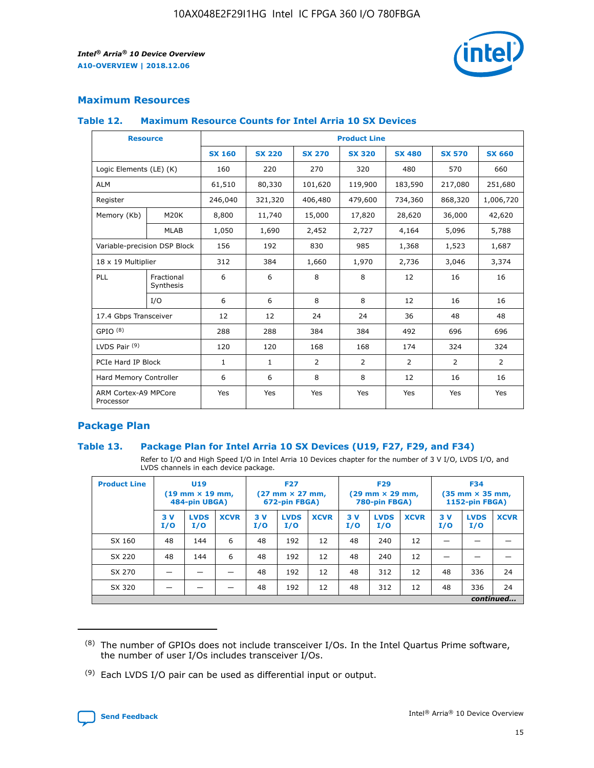## Maximum Resources

### Table 12. Maximum Resource Counts for Intel Arria 10 SX Devices

| Resource | | Product Line | | | | | | |
|---|---|---|---|---|---|---|---|---|
| | | SX 160 | SX 220 | SX 270 | SX 320 | SX 480 | SX 570 | SX 660 |
| Logic Elements (LE) (K) | | 160 | 220 | 270 | 320 | 480 | 570 | 660 |
| ALM | | 61,510 | 80,330 | 101,620 | 119,900 | 183,590 | 217,080 | 251,680 |
| Register | | 246,040 | 321,320 | 406,480 | 479,600 | 734,360 | 868,320 | 1,006,720 |
| Memory (Kb) | M20K | 8,800 | 11,740 | 15,000 | 17,820 | 28,620 | 36,000 | 42,620 |
| | MLAB | 1,050 | 1,690 | 2,452 | 2,727 | 4,164 | 5,096 | 5,788 |
| Variable-precision DSP Block | | 156 | 192 | 830 | 985 | 1,368 | 1,523 | 1,687 |
| 18 x 19 Multiplier | | 312 | 384 | 1,660 | 1,970 | 2,736 | 3,046 | 3,374 |
| PLL | Fractional Synthesis | 6 | 6 | 8 | 8 | 12 | 16 | 16 |
| | I/O | 6 | 6 | 8 | 8 | 12 | 16 | 16 |
| 17.4 Gbps Transceiver | | 12 | 12 | 24 | 24 | 36 | 48 | 48 |
| GPIO [(8)] | | 288 | 288 | 384 | 384 | 492 | 696 | 696 |
| LVDS Pair [(9)] | | 120 | 120 | 168 | 168 | 174 | 324 | 324 |
| PCIe Hard IP Block | | 1 | 1 | 2 | 2 | 2 | 2 | 2 |
| Hard Memory Controller | | 6 | 6 | 8 | 8 | 12 | 16 | 16 |
| ARM Cortex-A9 MPCore Processor | | Yes | Yes | Yes | Yes | Yes | Yes | Yes |

## Package Plan

### Table 13. Package Plan for Intel Arria 10 SX Devices (U19, F27, F29, and F34)

Refer to I/O and High Speed I/O in Intel Arria 10 Devices chapter for the number of 3 V I/O, LVDS I/O, and LVDS channels in each device package.

| Product Line | U19 (19 mm × 19 mm, 484-pin UBGA) | | | F27 (27 mm × 27 mm, 672-pin FBGA) | | | F29 (29 mm × 29 mm, 780-pin FBGA) | | | F34 (35 mm × 35 mm, 1152-pin FBGA) | | |
|---|---|---|---|---|---|---|---|---|---|---|---|---|
| | 3 V I/O | LVDS I/O | XCVR | 3 V I/O | LVDS I/O | XCVR | 3 V I/O | LVDS I/O | XCVR | 3 V I/O | LVDS I/O | XCVR |
| SX 160 | 48 | 144 | 6 | 48 | 192 | 12 | 48 | 240 | 12 | — | — | — |
| SX 220 | 48 | 144 | 6 | 48 | 192 | 12 | 48 | 240 | 12 | — | — | — |
| SX 270 | — | — | — | 48 | 192 | 12 | 48 | 312 | 12 | 48 | 336 | 24 |
| SX 320 | — | — | — | 48 | 192 | 12 | 48 | 312 | 12 | 48 | 336 | 24 |

*continued...*

(8) The number of GPIOs does not include transceiver I/Os. In the Intel Quartus Prime software, the number of user I/Os includes transceiver I/Os.

(9) Each LVDS I/O pair can be used as differential input or output.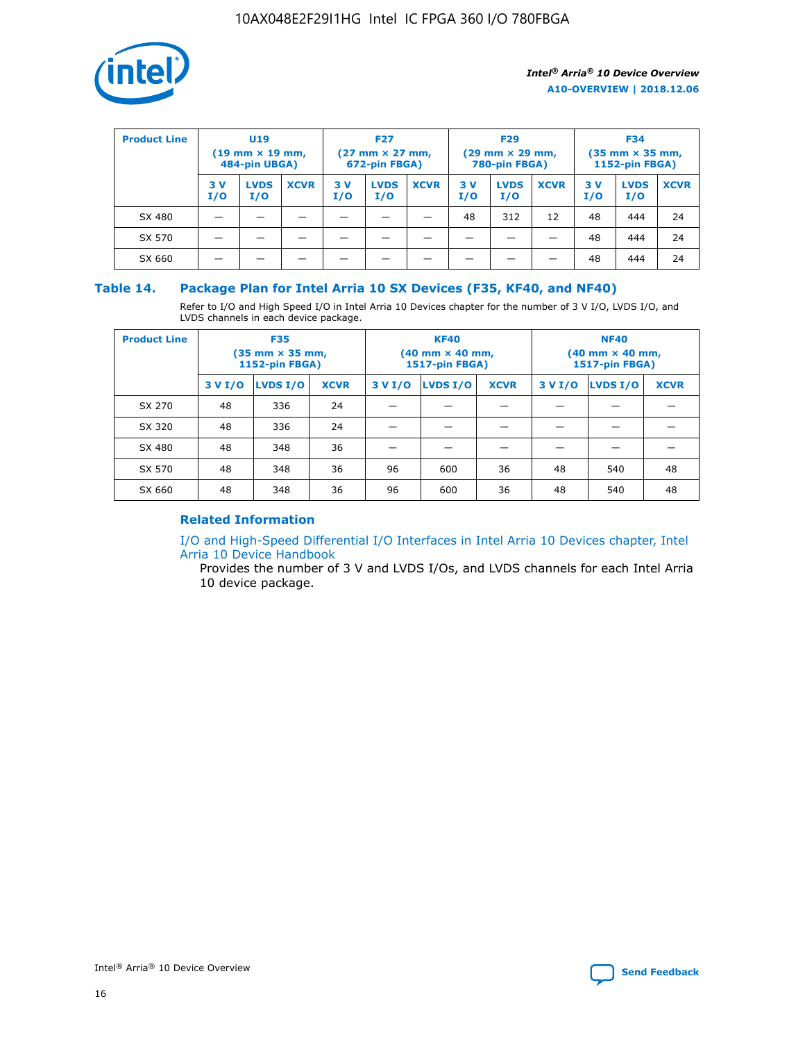| Product Line | U19 (19 mm × 19 mm, 484-pin UBGA) | | | F27 (27 mm × 27 mm, 672-pin FBGA) | | | F29 (29 mm × 29 mm, 780-pin FBGA) | | | F34 (35 mm × 35 mm, 1152-pin FBGA) | | |
|---|---|---|---|---|---|---|---|---|---|---|---|---|
| | 3 V I/O | LVDS I/O | XCVR | 3 V I/O | LVDS I/O | XCVR | 3 V I/O | LVDS I/O | XCVR | 3 V I/O | LVDS I/O | XCVR |
| SX 480 | — | — | — | — | — | — | 48 | 312 | 12 | 48 | 444 | 24 |
| SX 570 | — | — | — | — | — | — | — | — | — | 48 | 444 | 24 |
| SX 660 | — | — | — | — | — | — | — | — | — | 48 | 444 | 24 |

### Table 14. Package Plan for Intel Arria 10 SX Devices (F35, KF40, and NF40)

Refer to I/O and High Speed I/O in Intel Arria 10 Devices chapter for the number of 3 V I/O, LVDS I/O, and LVDS channels in each device package.

| Product Line | F35 (35 mm × 35 mm, 1152-pin FBGA) | | | KF40 (40 mm × 40 mm, 1517-pin FBGA) | | | NF40 (40 mm × 40 mm, 1517-pin FBGA) | | |
|---|---|---|---|---|---|---|---|---|---|
| | 3 V I/O | LVDS I/O | XCVR | 3 V I/O | LVDS I/O | XCVR | 3 V I/O | LVDS I/O | XCVR |
| SX 270 | 48 | 336 | 24 | — | — | — | — | — | — |
| SX 320 | 48 | 336 | 24 | — | — | — | — | — | — |
| SX 480 | 48 | 348 | 36 | — | — | — | — | — | — |
| SX 570 | 48 | 348 | 36 | 96 | 600 | 36 | 48 | 540 | 48 |
| SX 660 | 48 | 348 | 36 | 96 | 600 | 36 | 48 | 540 | 48 |

### Related Information

I/O and High-Speed Differential I/O Interfaces in Intel Arria 10 Devices chapter, Intel Arria 10 Device Handbook

Provides the number of 3 V and LVDS I/Os, and LVDS channels for each Intel Arria 10 device package.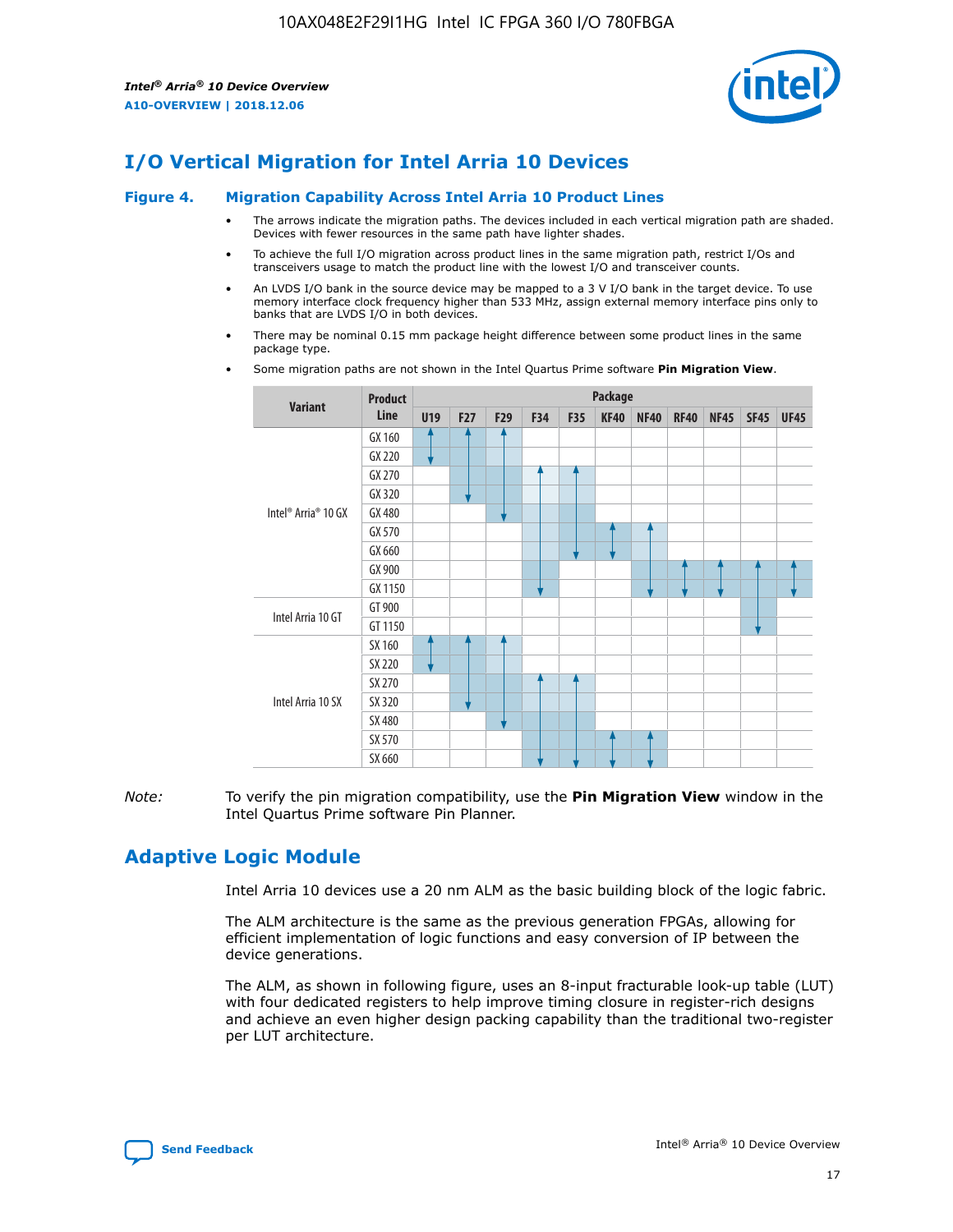# I/O Vertical Migration for Intel Arria 10 Devices

## Figure 4. Migration Capability Across Intel Arria 10 Product Lines

- The arrows indicate the migration paths. The devices included in each vertical migration path are shaded. Devices with fewer resources in the same path have lighter shades.
- To achieve the full I/O migration across product lines in the same migration path, restrict I/Os and transceivers usage to match the product line with the lowest I/O and transceiver counts.
- An LVDS I/O bank in the source device may be mapped to a 3 V I/O bank in the target device. To use memory interface clock frequency higher than 533 MHz, assign external memory interface pins only to banks that are LVDS I/O in both devices.
- There may be nominal 0.15 mm package height difference between some product lines in the same package type.
- Some migration paths are not shown in the Intel Quartus Prime software **Pin Migration View**.

| Variant | Product Line | Package | | | | | | | | | | |
|---|---|---|---|---|---|---|---|---|---|---|---|---|
| | | U19 | F27 | F29 | F34 | F35 | KF40 | NF40 | RF40 | NF45 | SF45 | UF45 |
| Intel® Arria® 10 GX | GX 160 | | | | | | | | | | | |
| | GX 220 | | | | | | | | | | | |
| | GX 270 | | | | | | | | | | | |
| | GX 320 | | | | | | | | | | | |
| | GX 480 | | | | | | | | | | | |
| | GX 570 | | | | | | | | | | | |
| | GX 660 | | | | | | | | | | | |
| | GX 900 | | | | | | | | | | | |
| | GX 1150 | | | | | | | | | | | |
| Intel Arria 10 GT | GT 900 | | | | | | | | | | | |
| | GT 1150 | | | | | | | | | | | |
| Intel Arria 10 SX | SX 160 | | | | | | | | | | | |
| | SX 220 | | | | | | | | | | | |
| | SX 270 | | | | | | | | | | | |
| | SX 320 | | | | | | | | | | | |
| | SX 480 | | | | | | | | | | | |
| | SX 570 | | | | | | | | | | | |
| | SX 660 | | | | | | | | | | | |

*Note:* To verify the pin migration compatibility, use the **Pin Migration View** window in the Intel Quartus Prime software Pin Planner.

# Adaptive Logic Module

Intel Arria 10 devices use a 20 nm ALM as the basic building block of the logic fabric.

The ALM architecture is the same as the previous generation FPGAs, allowing for efficient implementation of logic functions and easy conversion of IP between the device generations.

The ALM, as shown in following figure, uses an 8-input fracturable look-up table (LUT) with four dedicated registers to help improve timing closure in register-rich designs and achieve an even higher design packing capability than the traditional two-register per LUT architecture.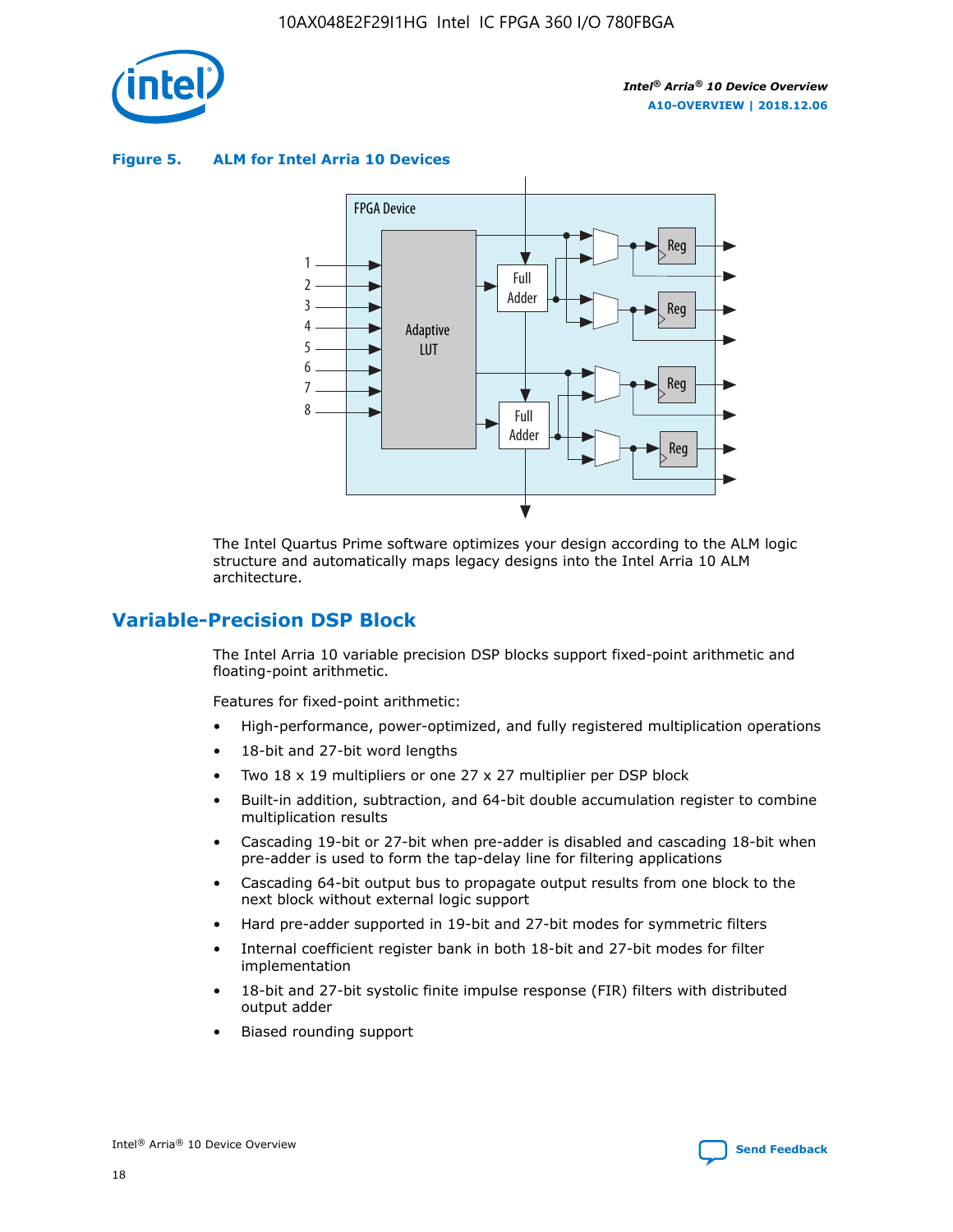**Figure 5. ALM for Intel Arria 10 Devices**

The Intel Quartus Prime software optimizes your design according to the ALM logic structure and automatically maps legacy designs into the Intel Arria 10 ALM architecture.

## Variable-Precision DSP Block

The Intel Arria 10 variable precision DSP blocks support fixed-point arithmetic and floating-point arithmetic.

Features for fixed-point arithmetic:

- High-performance, power-optimized, and fully registered multiplication operations
- 18-bit and 27-bit word lengths
- Two 18 x 19 multipliers or one 27 x 27 multiplier per DSP block
- Built-in addition, subtraction, and 64-bit double accumulation register to combine multiplication results
- Cascading 19-bit or 27-bit when pre-adder is disabled and cascading 18-bit when pre-adder is used to form the tap-delay line for filtering applications
- Cascading 64-bit output bus to propagate output results from one block to the next block without external logic support
- Hard pre-adder supported in 19-bit and 27-bit modes for symmetric filters
- Internal coefficient register bank in both 18-bit and 27-bit modes for filter implementation
- 18-bit and 27-bit systolic finite impulse response (FIR) filters with distributed output adder
- Biased rounding support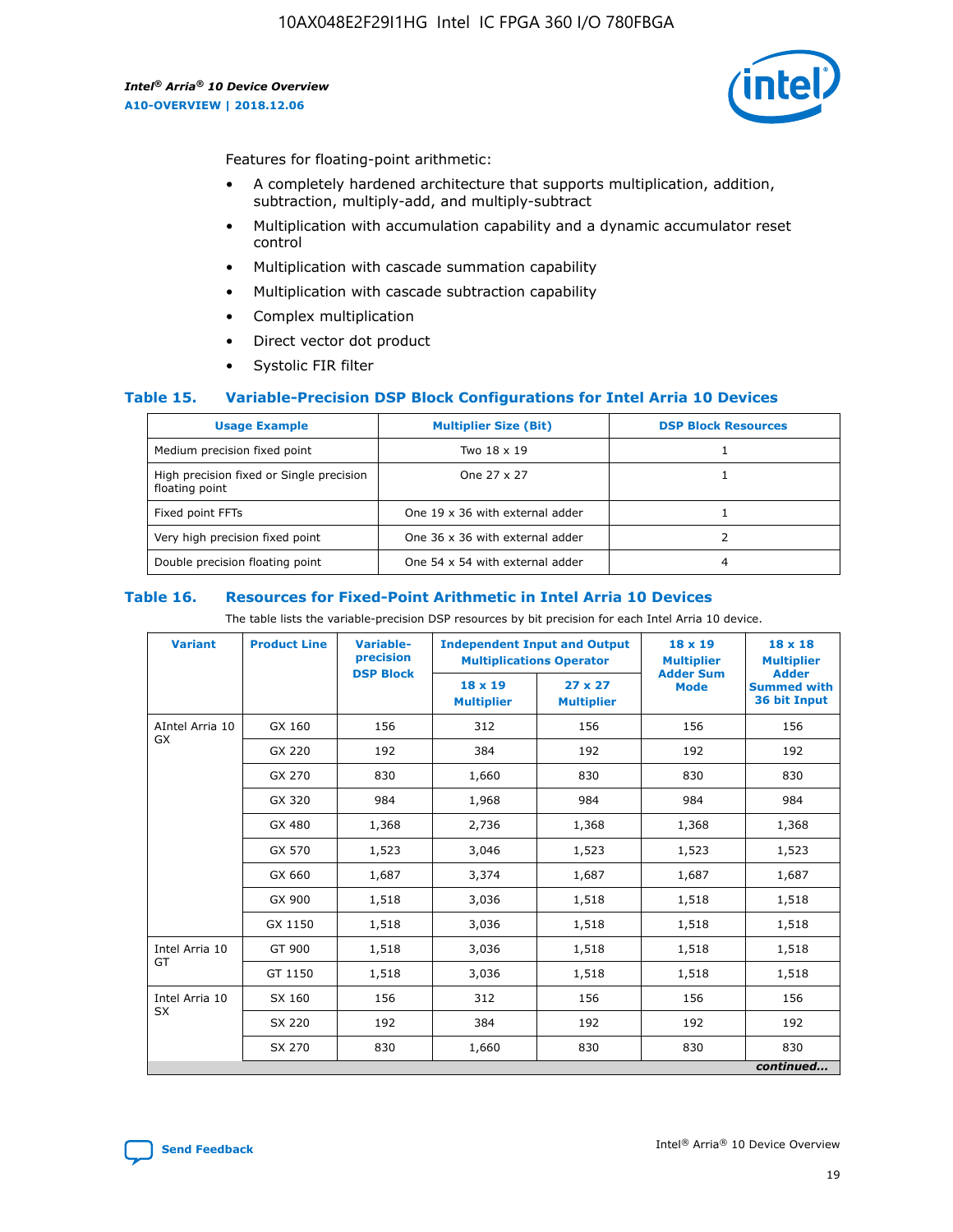Features for floating-point arithmetic:

- A completely hardened architecture that supports multiplication, addition, subtraction, multiply-add, and multiply-subtract
- Multiplication with accumulation capability and a dynamic accumulator reset control
- Multiplication with cascade summation capability
- Multiplication with cascade subtraction capability
- Complex multiplication
- Direct vector dot product
- Systolic FIR filter

### Table 15. Variable-Precision DSP Block Configurations for Intel Arria 10 Devices

| Usage Example | Multiplier Size (Bit) | DSP Block Resources |
|---|---|---|
| Medium precision fixed point | Two 18 x 19 | 1 |
| High precision fixed or Single precision floating point | One 27 x 27 | 1 |
| Fixed point FFTs | One 19 x 36 with external adder | 1 |
| Very high precision fixed point | One 36 x 36 with external adder | 2 |
| Double precision floating point | One 54 x 54 with external adder | 4 |

### Table 16. Resources for Fixed-Point Arithmetic in Intel Arria 10 Devices

The table lists the variable-precision DSP resources by bit precision for each Intel Arria 10 device.

| Variant | Product Line | Variable-precision DSP Block | Independent Input and Output Multiplications Operator | | 18 x 19 Multiplier Adder Sum Mode | 18 x 18 Multiplier Adder Summed with 36 bit Input |
|---|---|---|---|---|---|---|
| | | | 18 x 19 Multiplier | 27 x 27 Multiplier | | |
| AIntel Arria 10 GX | GX 160 | 156 | 312 | 156 | 156 | 156 |
| | GX 220 | 192 | 384 | 192 | 192 | 192 |
| | GX 270 | 830 | 1,660 | 830 | 830 | 830 |
| | GX 320 | 984 | 1,968 | 984 | 984 | 984 |
| | GX 480 | 1,368 | 2,736 | 1,368 | 1,368 | 1,368 |
| | GX 570 | 1,523 | 3,046 | 1,523 | 1,523 | 1,523 |
| | GX 660 | 1,687 | 3,374 | 1,687 | 1,687 | 1,687 |
| | GX 900 | 1,518 | 3,036 | 1,518 | 1,518 | 1,518 |
| | GX 1150 | 1,518 | 3,036 | 1,518 | 1,518 | 1,518 |
| Intel Arria 10 GT | GT 900 | 1,518 | 3,036 | 1,518 | 1,518 | 1,518 |
| | GT 1150 | 1,518 | 3,036 | 1,518 | 1,518 | 1,518 |
| Intel Arria 10 SX | SX 160 | 156 | 312 | 156 | 156 | 156 |
| | SX 220 | 192 | 384 | 192 | 192 | 192 |
| | SX 270 | 830 | 1,660 | 830 | 830 | 830 |

*continued...*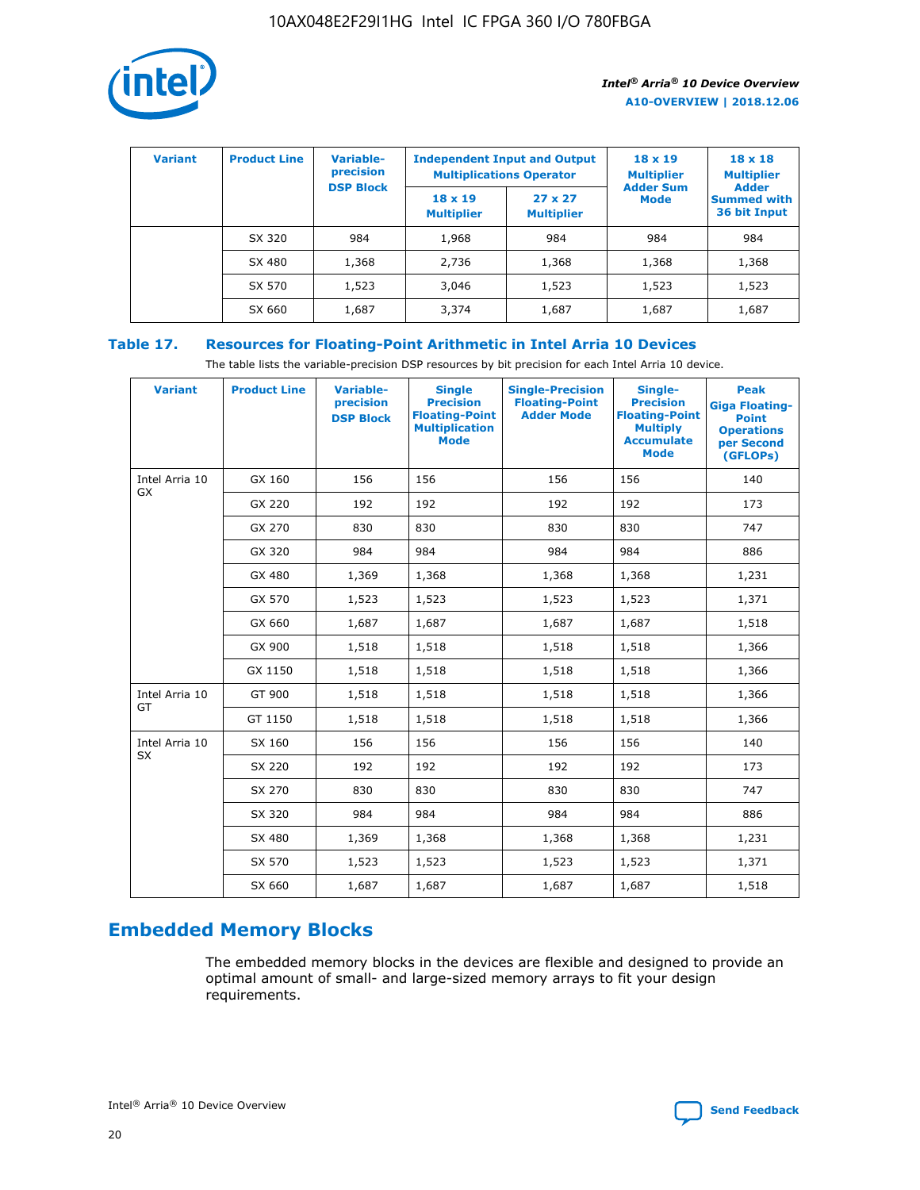| Variant | Product Line | Variable-precision DSP Block | Independent Input and Output Multiplications Operator | | 18 x 19 Multiplier Adder Sum Mode | 18 x 18 Multiplier Adder Summed with 36 bit Input |
|---|---|---|---|---|---|---|
| | | | 18 x 19 Multiplier | 27 x 27 Multiplier | | |
| | SX 320 | 984 | 1,968 | 984 | 984 | 984 |
| | SX 480 | 1,368 | 2,736 | 1,368 | 1,368 | 1,368 |
| | SX 570 | 1,523 | 3,046 | 1,523 | 1,523 | 1,523 |
| | SX 660 | 1,687 | 3,374 | 1,687 | 1,687 | 1,687 |

## Table 17. Resources for Floating-Point Arithmetic in Intel Arria 10 Devices

The table lists the variable-precision DSP resources by bit precision for each Intel Arria 10 device.

| Variant | Product Line | Variable-precision DSP Block | Single Precision Floating-Point Multiplication Mode | Single-Precision Floating-Point Adder Mode | Single-Precision Floating-Point Multiply Accumulate Mode | Peak Giga Floating-Point Operations per Second (GFLOPs) |
|---|---|---|---|---|---|---|
| Intel Arria 10 GX | GX 160 | 156 | 156 | 156 | 156 | 140 |
| | GX 220 | 192 | 192 | 192 | 192 | 173 |
| | GX 270 | 830 | 830 | 830 | 830 | 747 |
| | GX 320 | 984 | 984 | 984 | 984 | 886 |
| | GX 480 | 1,369 | 1,368 | 1,368 | 1,368 | 1,231 |
| | GX 570 | 1,523 | 1,523 | 1,523 | 1,523 | 1,371 |
| | GX 660 | 1,687 | 1,687 | 1,687 | 1,687 | 1,518 |
| | GX 900 | 1,518 | 1,518 | 1,518 | 1,518 | 1,366 |
| | GX 1150 | 1,518 | 1,518 | 1,518 | 1,518 | 1,366 |
| Intel Arria 10 GT | GT 900 | 1,518 | 1,518 | 1,518 | 1,518 | 1,366 |
| | GT 1150 | 1,518 | 1,518 | 1,518 | 1,518 | 1,366 |
| Intel Arria 10 SX | SX 160 | 156 | 156 | 156 | 156 | 140 |
| | SX 220 | 192 | 192 | 192 | 192 | 173 |
| | SX 270 | 830 | 830 | 830 | 830 | 747 |
| | SX 320 | 984 | 984 | 984 | 984 | 886 |
| | SX 480 | 1,369 | 1,368 | 1,368 | 1,368 | 1,231 |
| | SX 570 | 1,523 | 1,523 | 1,523 | 1,523 | 1,371 |
| | SX 660 | 1,687 | 1,687 | 1,687 | 1,687 | 1,518 |

## Embedded Memory Blocks

The embedded memory blocks in the devices are flexible and designed to provide an optimal amount of small- and large-sized memory arrays to fit your design requirements.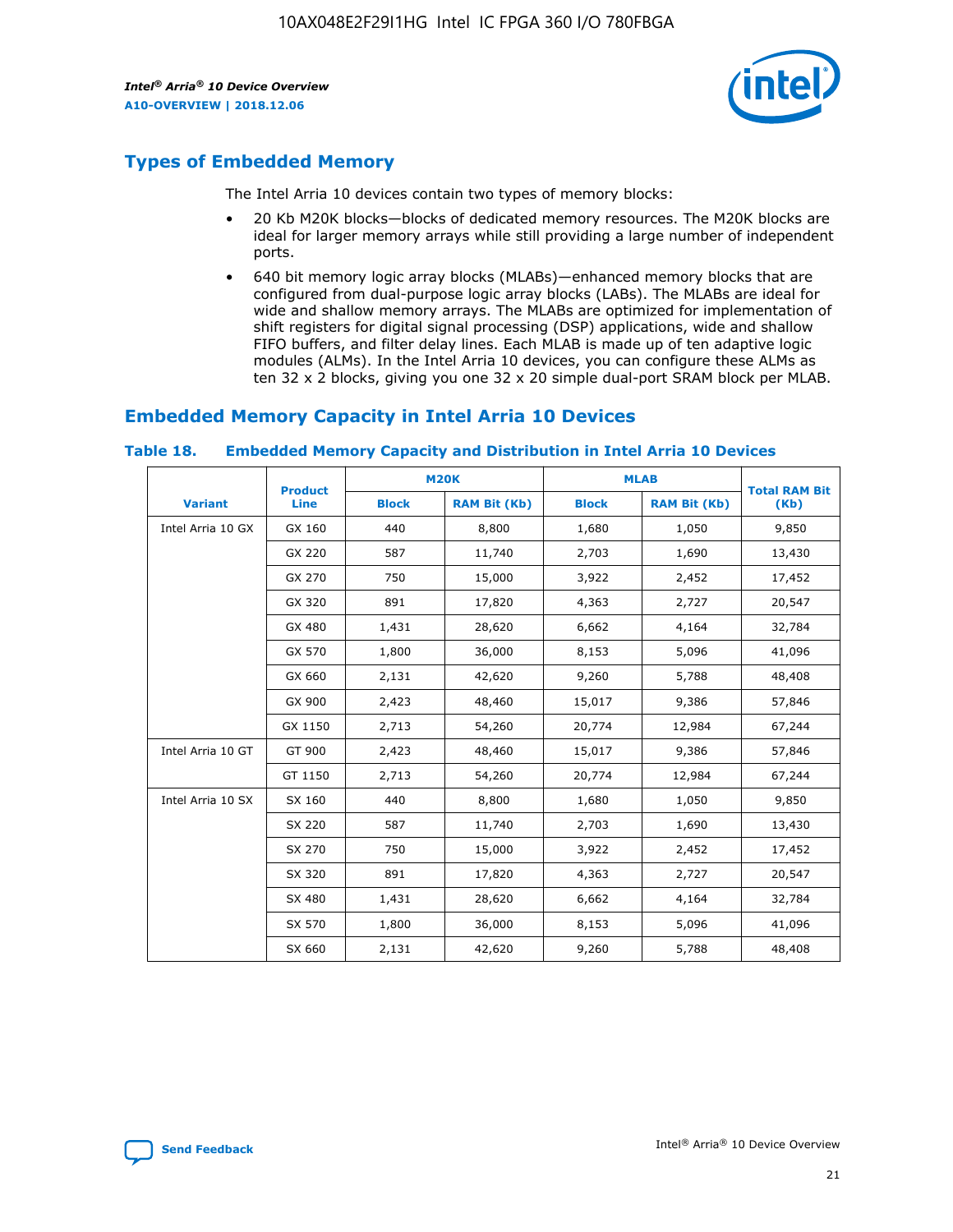## Types of Embedded Memory

The Intel Arria 10 devices contain two types of memory blocks:

- 20 Kb M20K blocks—blocks of dedicated memory resources. The M20K blocks are ideal for larger memory arrays while still providing a large number of independent ports.
- 640 bit memory logic array blocks (MLABs)—enhanced memory blocks that are configured from dual-purpose logic array blocks (LABs). The MLABs are ideal for wide and shallow memory arrays. The MLABs are optimized for implementation of shift registers for digital signal processing (DSP) applications, wide and shallow FIFO buffers, and filter delay lines. Each MLAB is made up of ten adaptive logic modules (ALMs). In the Intel Arria 10 devices, you can configure these ALMs as ten 32 x 2 blocks, giving you one 32 x 20 simple dual-port SRAM block per MLAB.

## Embedded Memory Capacity in Intel Arria 10 Devices

**Table 18. Embedded Memory Capacity and Distribution in Intel Arria 10 Devices**

| Variant | Product Line | M20K | | MLAB | | Total RAM Bit (Kb) |
|---|---|---|---|---|---|---|
| | | Block | RAM Bit (Kb) | Block | RAM Bit (Kb) | |
| Intel Arria 10 GX | GX 160 | 440 | 8,800 | 1,680 | 1,050 | 9,850 |
| | GX 220 | 587 | 11,740 | 2,703 | 1,690 | 13,430 |
| | GX 270 | 750 | 15,000 | 3,922 | 2,452 | 17,452 |
| | GX 320 | 891 | 17,820 | 4,363 | 2,727 | 20,547 |
| | GX 480 | 1,431 | 28,620 | 6,662 | 4,164 | 32,784 |
| | GX 570 | 1,800 | 36,000 | 8,153 | 5,096 | 41,096 |
| | GX 660 | 2,131 | 42,620 | 9,260 | 5,788 | 48,408 |
| | GX 900 | 2,423 | 48,460 | 15,017 | 9,386 | 57,846 |
| | GX 1150 | 2,713 | 54,260 | 20,774 | 12,984 | 67,244 |
| Intel Arria 10 GT | GT 900 | 2,423 | 48,460 | 15,017 | 9,386 | 57,846 |
| | GT 1150 | 2,713 | 54,260 | 20,774 | 12,984 | 67,244 |
| Intel Arria 10 SX | SX 160 | 440 | 8,800 | 1,680 | 1,050 | 9,850 |
| | SX 220 | 587 | 11,740 | 2,703 | 1,690 | 13,430 |
| | SX 270 | 750 | 15,000 | 3,922 | 2,452 | 17,452 |
| | SX 320 | 891 | 17,820 | 4,363 | 2,727 | 20,547 |
| | SX 480 | 1,431 | 28,620 | 6,662 | 4,164 | 32,784 |
| | SX 570 | 1,800 | 36,000 | 8,153 | 5,096 | 41,096 |
| | SX 660 | 2,131 | 42,620 | 9,260 | 5,788 | 48,408 |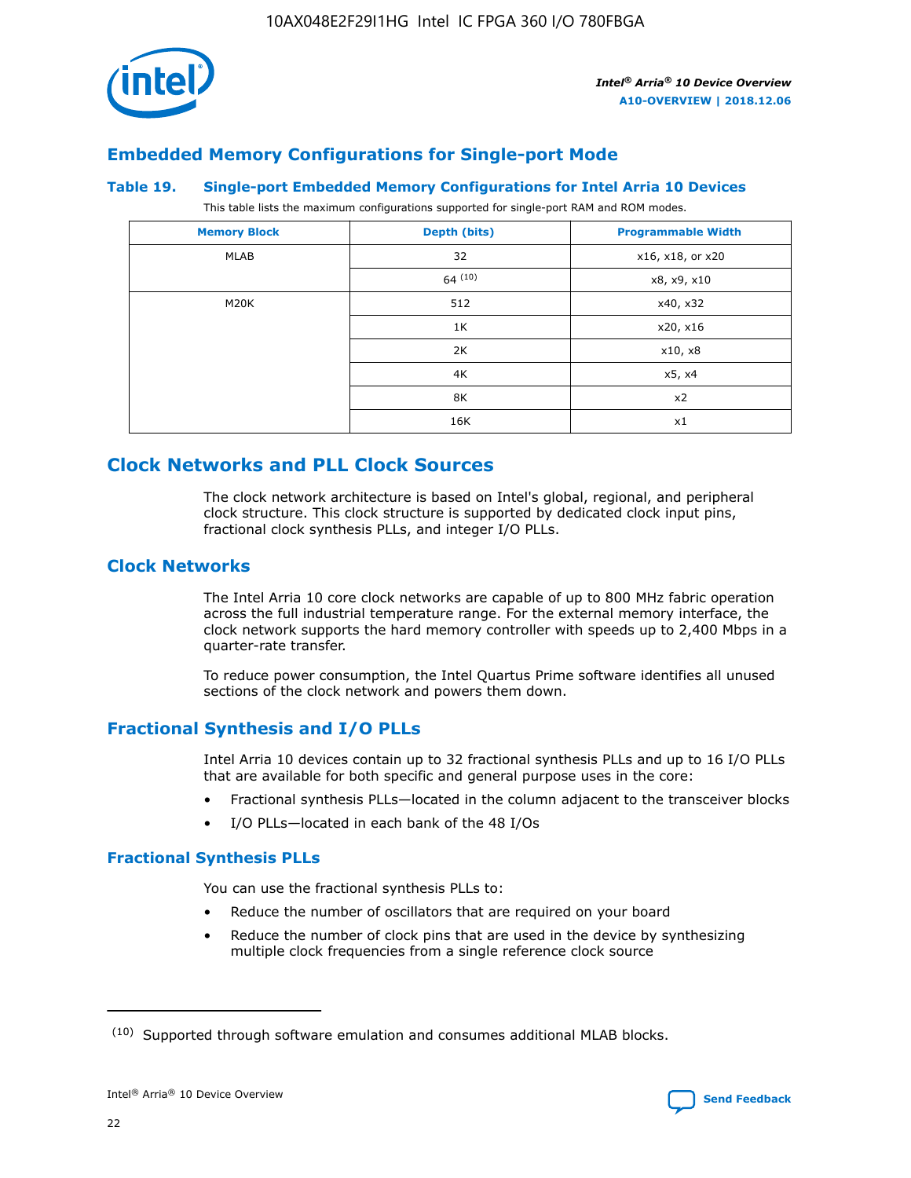## Embedded Memory Configurations for Single-port Mode

### Table 19. Single-port Embedded Memory Configurations for Intel Arria 10 Devices

This table lists the maximum configurations supported for single-port RAM and ROM modes.

| Memory Block | Depth (bits) | Programmable Width |
|---|---|---|
| MLAB | 32 | x16, x18, or x20 |
| | 64 [(10)] | x8, x9, x10 |
| M20K | 512 | x40, x32 |
| | 1K | x20, x16 |
| | 2K | x10, x8 |
| | 4K | x5, x4 |
| | 8K | x2 |
| | 16K | x1 |

# Clock Networks and PLL Clock Sources

The clock network architecture is based on Intel's global, regional, and peripheral clock structure. This clock structure is supported by dedicated clock input pins, fractional clock synthesis PLLs, and integer I/O PLLs.

## Clock Networks

The Intel Arria 10 core clock networks are capable of up to 800 MHz fabric operation across the full industrial temperature range. For the external memory interface, the clock network supports the hard memory controller with speeds up to 2,400 Mbps in a quarter-rate transfer.

To reduce power consumption, the Intel Quartus Prime software identifies all unused sections of the clock network and powers them down.

## Fractional Synthesis and I/O PLLs

Intel Arria 10 devices contain up to 32 fractional synthesis PLLs and up to 16 I/O PLLs that are available for both specific and general purpose uses in the core:

- Fractional synthesis PLLs—located in the column adjacent to the transceiver blocks
- I/O PLLs—located in each bank of the 48 I/Os

### Fractional Synthesis PLLs

You can use the fractional synthesis PLLs to:

- Reduce the number of oscillators that are required on your board
- Reduce the number of clock pins that are used in the device by synthesizing multiple clock frequencies from a single reference clock source

(10) Supported through software emulation and consumes additional MLAB blocks.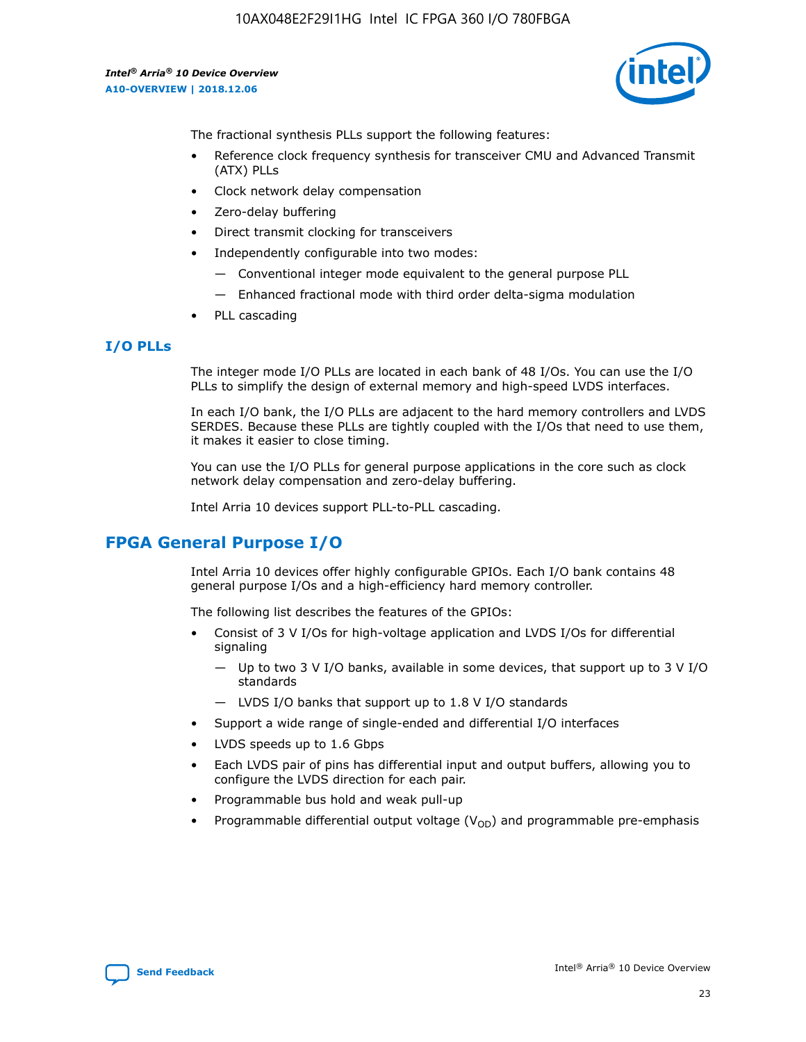The fractional synthesis PLLs support the following features:

- Reference clock frequency synthesis for transceiver CMU and Advanced Transmit (ATX) PLLs
- Clock network delay compensation
- Zero-delay buffering
- Direct transmit clocking for transceivers
- Independently configurable into two modes:
  - — Conventional integer mode equivalent to the general purpose PLL
  - — Enhanced fractional mode with third order delta-sigma modulation
- PLL cascading

### I/O PLLs

The integer mode I/O PLLs are located in each bank of 48 I/Os. You can use the I/O PLLs to simplify the design of external memory and high-speed LVDS interfaces.

In each I/O bank, the I/O PLLs are adjacent to the hard memory controllers and LVDS SERDES. Because these PLLs are tightly coupled with the I/Os that need to use them, it makes it easier to close timing.

You can use the I/O PLLs for general purpose applications in the core such as clock network delay compensation and zero-delay buffering.

Intel Arria 10 devices support PLL-to-PLL cascading.

## FPGA General Purpose I/O

Intel Arria 10 devices offer highly configurable GPIOs. Each I/O bank contains 48 general purpose I/Os and a high-efficiency hard memory controller.

The following list describes the features of the GPIOs:

- Consist of 3 V I/Os for high-voltage application and LVDS I/Os for differential signaling
  - — Up to two 3 V I/O banks, available in some devices, that support up to 3 V I/O standards
  - — LVDS I/O banks that support up to 1.8 V I/O standards
- Support a wide range of single-ended and differential I/O interfaces
- LVDS speeds up to 1.6 Gbps
- Each LVDS pair of pins has differential input and output buffers, allowing you to configure the LVDS direction for each pair.
- Programmable bus hold and weak pull-up
- Programmable differential output voltage ($V_{OD}$) and programmable pre-emphasis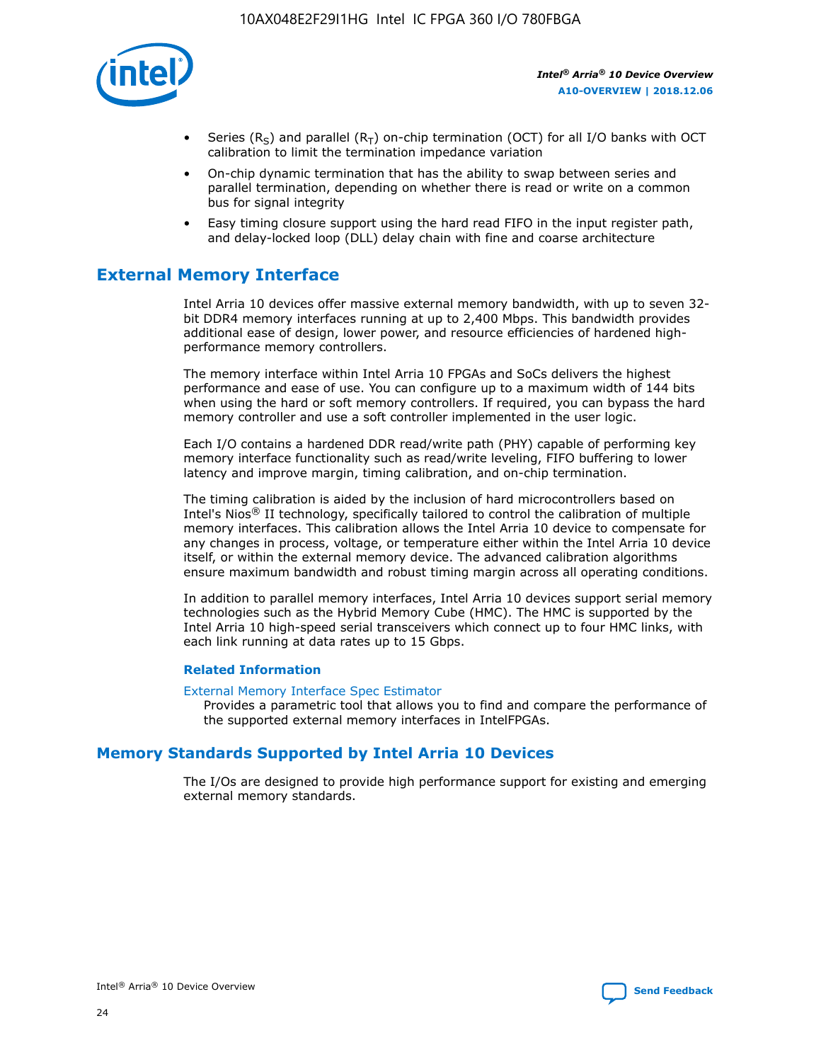- Series ($R_S$) and parallel ($R_T$) on-chip termination (OCT) for all I/O banks with OCT calibration to limit the termination impedance variation
- On-chip dynamic termination that has the ability to swap between series and parallel termination, depending on whether there is read or write on a common bus for signal integrity
- Easy timing closure support using the hard read FIFO in the input register path, and delay-locked loop (DLL) delay chain with fine and coarse architecture

## External Memory Interface

Intel Arria 10 devices offer massive external memory bandwidth, with up to seven 32-bit DDR4 memory interfaces running at up to 2,400 Mbps. This bandwidth provides additional ease of design, lower power, and resource efficiencies of hardened high-performance memory controllers.

The memory interface within Intel Arria 10 FPGAs and SoCs delivers the highest performance and ease of use. You can configure up to a maximum width of 144 bits when using the hard or soft memory controllers. If required, you can bypass the hard memory controller and use a soft controller implemented in the user logic.

Each I/O contains a hardened DDR read/write path (PHY) capable of performing key memory interface functionality such as read/write leveling, FIFO buffering to lower latency and improve margin, timing calibration, and on-chip termination.

The timing calibration is aided by the inclusion of hard microcontrollers based on Intel's Nios® II technology, specifically tailored to control the calibration of multiple memory interfaces. This calibration allows the Intel Arria 10 device to compensate for any changes in process, voltage, or temperature either within the Intel Arria 10 device itself, or within the external memory device. The advanced calibration algorithms ensure maximum bandwidth and robust timing margin across all operating conditions.

In addition to parallel memory interfaces, Intel Arria 10 devices support serial memory technologies such as the Hybrid Memory Cube (HMC). The HMC is supported by the Intel Arria 10 high-speed serial transceivers which connect up to four HMC links, with each link running at data rates up to 15 Gbps.

### Related Information

External Memory Interface Spec Estimator
Provides a parametric tool that allows you to find and compare the performance of the supported external memory interfaces in IntelFPGAs.

## Memory Standards Supported by Intel Arria 10 Devices

The I/Os are designed to provide high performance support for existing and emerging external memory standards.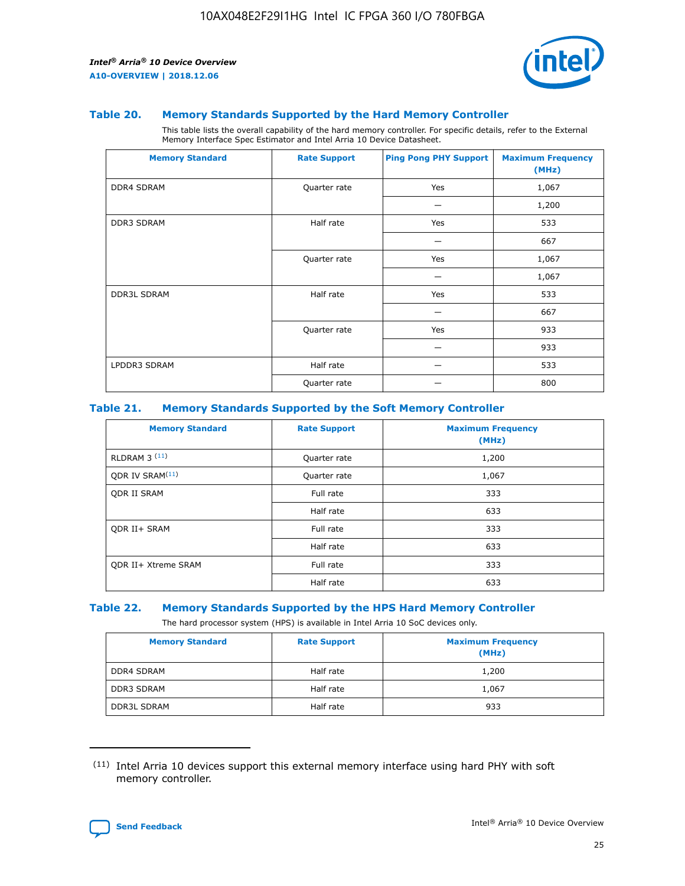### Table 20. Memory Standards Supported by the Hard Memory Controller

This table lists the overall capability of the hard memory controller. For specific details, refer to the External Memory Interface Spec Estimator and Intel Arria 10 Device Datasheet.

| Memory Standard | Rate Support | Ping Pong PHY Support | Maximum Frequency (MHz) |
|---|---|---|---|
| DDR4 SDRAM | Quarter rate | Yes | 1,067 |
| | | — | 1,200 |
| DDR3 SDRAM | Half rate | Yes | 533 |
| | | — | 667 |
| | Quarter rate | Yes | 1,067 |
| | | — | 1,067 |
| DDR3L SDRAM | Half rate | Yes | 533 |
| | | — | 667 |
| | Quarter rate | Yes | 933 |
| | | — | 933 |
| LPDDR3 SDRAM | Half rate | — | 533 |
| | Quarter rate | — | 800 |

### Table 21. Memory Standards Supported by the Soft Memory Controller

| Memory Standard | Rate Support | Maximum Frequency (MHz) |
|---|---|---|
| RLDRAM 3 [11] | Quarter rate | 1,200 |
| QDR IV SRAM[11] | Quarter rate | 1,067 |
| QDR II SRAM | Full rate | 333 |
| | Half rate | 633 |
| QDR II+ SRAM | Full rate | 333 |
| | Half rate | 633 |
| QDR II+ Xtreme SRAM | Full rate | 333 |
| | Half rate | 633 |

### Table 22. Memory Standards Supported by the HPS Hard Memory Controller

The hard processor system (HPS) is available in Intel Arria 10 SoC devices only.

| Memory Standard | Rate Support | Maximum Frequency (MHz) |
|---|---|---|
| DDR4 SDRAM | Half rate | 1,200 |
| DDR3 SDRAM | Half rate | 1,067 |
| DDR3L SDRAM | Half rate | 933 |

(11) Intel Arria 10 devices support this external memory interface using hard PHY with soft memory controller.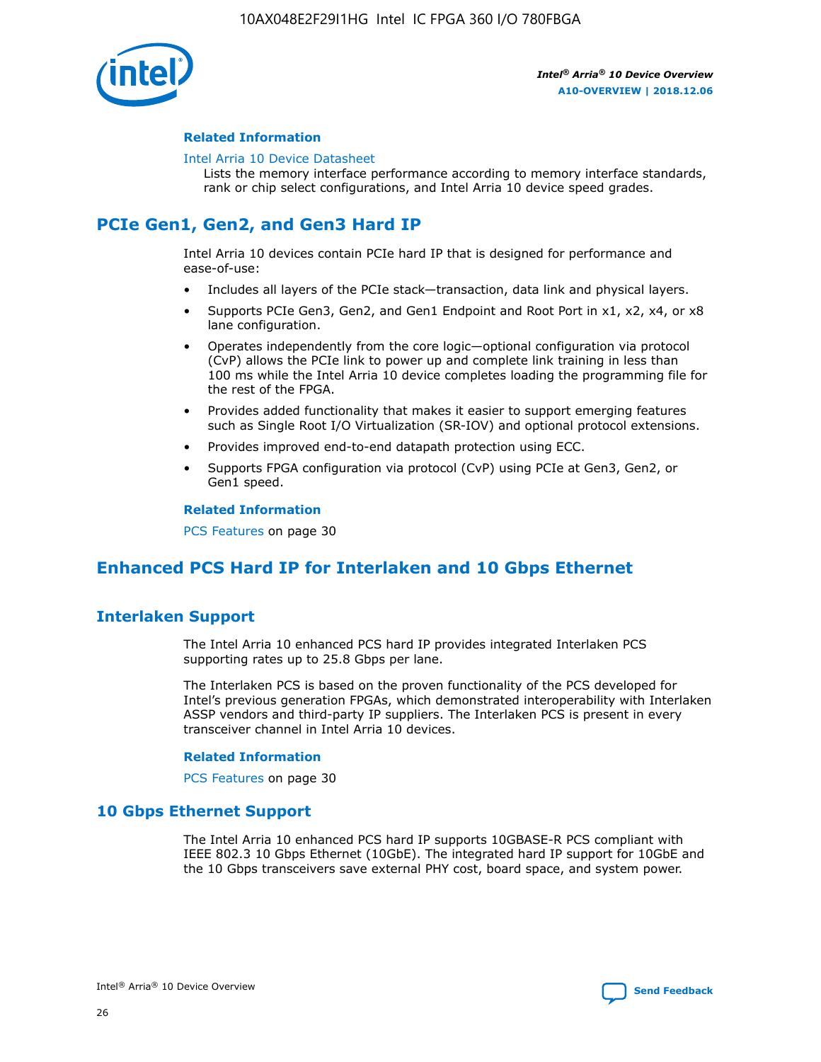### Related Information

Intel Arria 10 Device Datasheet

Lists the memory interface performance according to memory interface standards, rank or chip select configurations, and Intel Arria 10 device speed grades.

## PCIe Gen1, Gen2, and Gen3 Hard IP

Intel Arria 10 devices contain PCIe hard IP that is designed for performance and ease-of-use:

- Includes all layers of the PCIe stack—transaction, data link and physical layers.
- Supports PCIe Gen3, Gen2, and Gen1 Endpoint and Root Port in x1, x2, x4, or x8 lane configuration.
- Operates independently from the core logic—optional configuration via protocol (CvP) allows the PCIe link to power up and complete link training in less than 100 ms while the Intel Arria 10 device completes loading the programming file for the rest of the FPGA.
- Provides added functionality that makes it easier to support emerging features such as Single Root I/O Virtualization (SR-IOV) and optional protocol extensions.
- Provides improved end-to-end datapath protection using ECC.
- Supports FPGA configuration via protocol (CvP) using PCIe at Gen3, Gen2, or Gen1 speed.

### Related Information

PCS Features on page 30

## Enhanced PCS Hard IP for Interlaken and 10 Gbps Ethernet

## Interlaken Support

The Intel Arria 10 enhanced PCS hard IP provides integrated Interlaken PCS supporting rates up to 25.8 Gbps per lane.

The Interlaken PCS is based on the proven functionality of the PCS developed for Intel's previous generation FPGAs, which demonstrated interoperability with Interlaken ASSP vendors and third-party IP suppliers. The Interlaken PCS is present in every transceiver channel in Intel Arria 10 devices.

### Related Information

PCS Features on page 30

## 10 Gbps Ethernet Support

The Intel Arria 10 enhanced PCS hard IP supports 10GBASE-R PCS compliant with IEEE 802.3 10 Gbps Ethernet (10GbE). The integrated hard IP support for 10GbE and the 10 Gbps transceivers save external PHY cost, board space, and system power.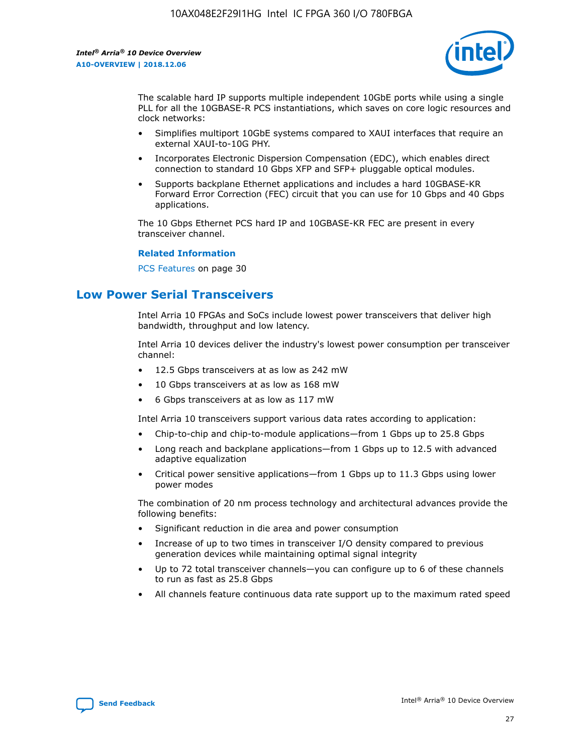The scalable hard IP supports multiple independent 10GbE ports while using a single PLL for all the 10GBASE-R PCS instantiations, which saves on core logic resources and clock networks:

- Simplifies multiport 10GbE systems compared to XAUI interfaces that require an external XAUI-to-10G PHY.
- Incorporates Electronic Dispersion Compensation (EDC), which enables direct connection to standard 10 Gbps XFP and SFP+ pluggable optical modules.
- Supports backplane Ethernet applications and includes a hard 10GBASE-KR Forward Error Correction (FEC) circuit that you can use for 10 Gbps and 40 Gbps applications.

The 10 Gbps Ethernet PCS hard IP and 10GBASE-KR FEC are present in every transceiver channel.

**Related Information**

PCS Features on page 30

## Low Power Serial Transceivers

Intel Arria 10 FPGAs and SoCs include lowest power transceivers that deliver high bandwidth, throughput and low latency.

Intel Arria 10 devices deliver the industry's lowest power consumption per transceiver channel:

- 12.5 Gbps transceivers at as low as 242 mW
- 10 Gbps transceivers at as low as 168 mW
- 6 Gbps transceivers at as low as 117 mW

Intel Arria 10 transceivers support various data rates according to application:

- Chip-to-chip and chip-to-module applications—from 1 Gbps up to 25.8 Gbps
- Long reach and backplane applications—from 1 Gbps up to 12.5 with advanced adaptive equalization
- Critical power sensitive applications—from 1 Gbps up to 11.3 Gbps using lower power modes

The combination of 20 nm process technology and architectural advances provide the following benefits:

- Significant reduction in die area and power consumption
- Increase of up to two times in transceiver I/O density compared to previous generation devices while maintaining optimal signal integrity
- Up to 72 total transceiver channels—you can configure up to 6 of these channels to run as fast as 25.8 Gbps
- All channels feature continuous data rate support up to the maximum rated speed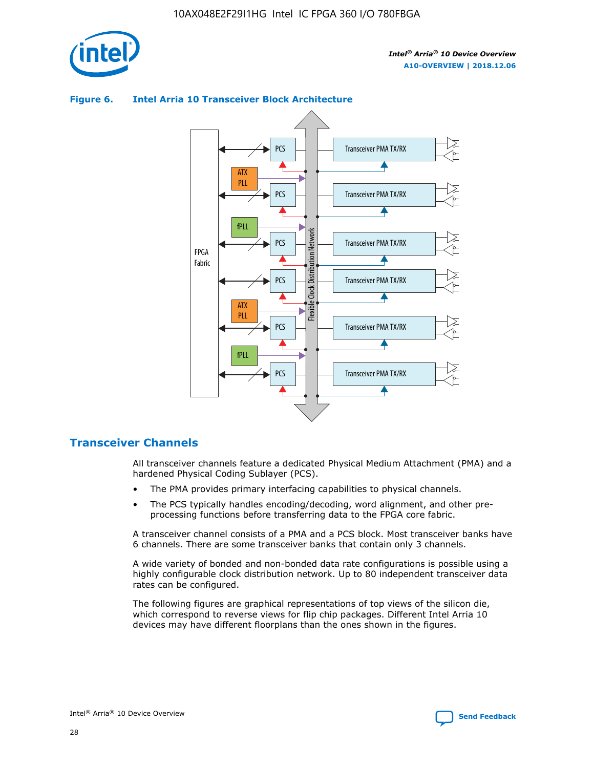**Figure 6. Intel Arria 10 Transceiver Block Architecture**

## Transceiver Channels

All transceiver channels feature a dedicated Physical Medium Attachment (PMA) and a hardened Physical Coding Sublayer (PCS).

- The PMA provides primary interfacing capabilities to physical channels.
- The PCS typically handles encoding/decoding, word alignment, and other pre-processing functions before transferring data to the FPGA core fabric.

A transceiver channel consists of a PMA and a PCS block. Most transceiver banks have 6 channels. There are some transceiver banks that contain only 3 channels.

A wide variety of bonded and non-bonded data rate configurations is possible using a highly configurable clock distribution network. Up to 80 independent transceiver data rates can be configured.

The following figures are graphical representations of top views of the silicon die, which correspond to reverse views for flip chip packages. Different Intel Arria 10 devices may have different floorplans than the ones shown in the figures.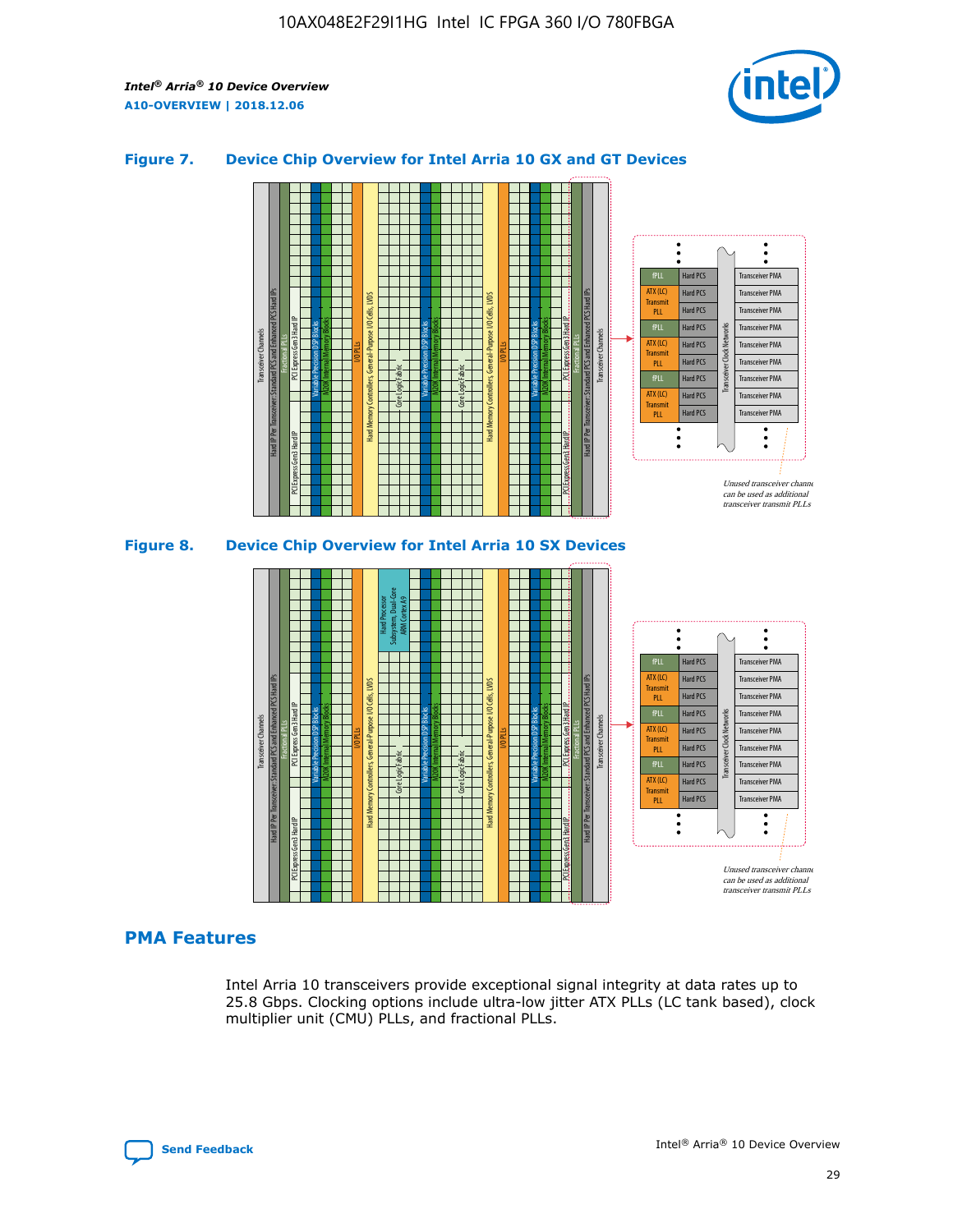### Figure 7. Device Chip Overview for Intel Arria 10 GX and GT Devices

### Figure 8. Device Chip Overview for Intel Arria 10 SX Devices

## PMA Features

Intel Arria 10 transceivers provide exceptional signal integrity at data rates up to 25.8 Gbps. Clocking options include ultra-low jitter ATX PLLs (LC tank based), clock multiplier unit (CMU) PLLs, and fractional PLLs.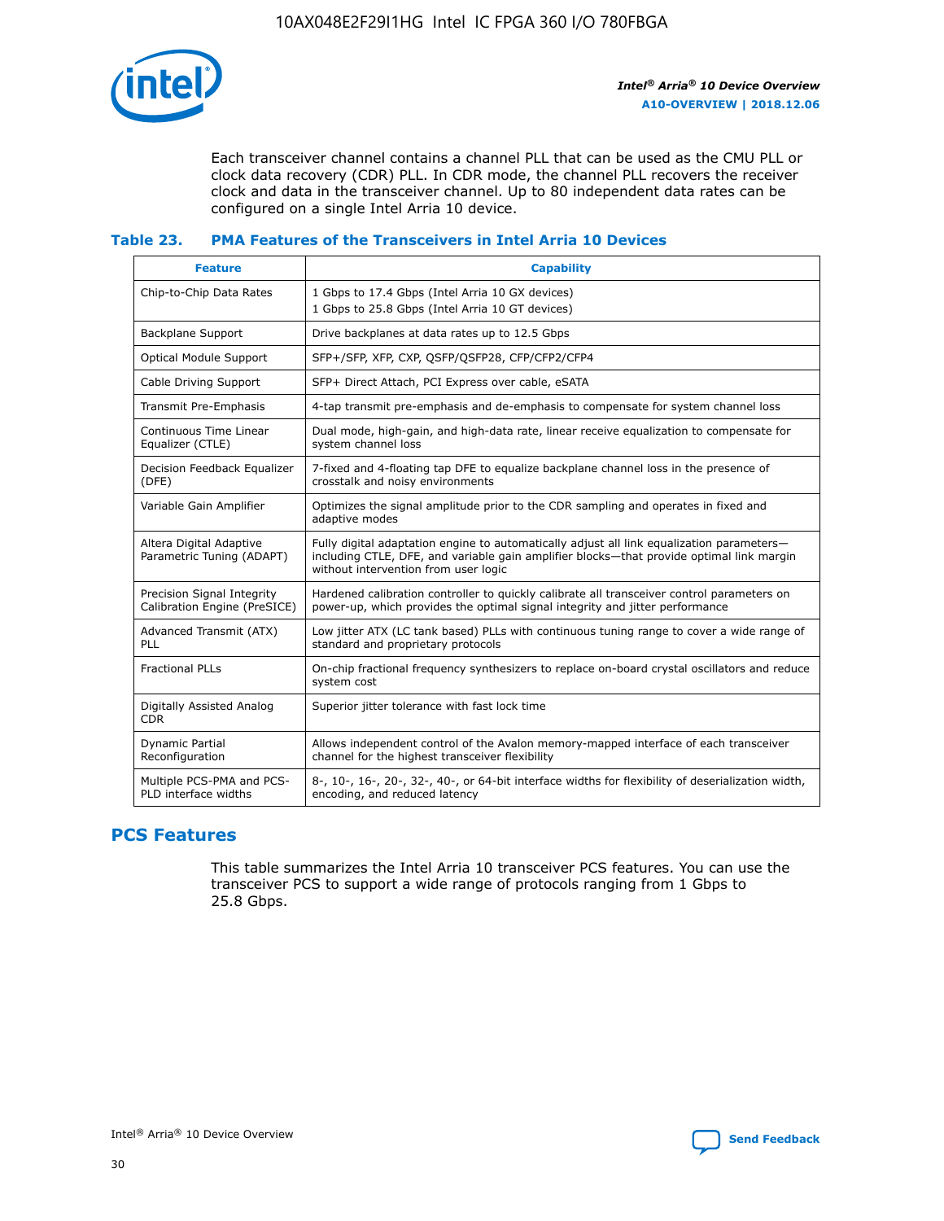Each transceiver channel contains a channel PLL that can be used as the CMU PLL or clock data recovery (CDR) PLL. In CDR mode, the channel PLL recovers the receiver clock and data in the transceiver channel. Up to 80 independent data rates can be configured on a single Intel Arria 10 device.

### Table 23. PMA Features of the Transceivers in Intel Arria 10 Devices

| Feature | Capability |
|---|---|
| Chip-to-Chip Data Rates | 1 Gbps to 17.4 Gbps (Intel Arria 10 GX devices)<br>1 Gbps to 25.8 Gbps (Intel Arria 10 GT devices) |
| Backplane Support | Drive backplanes at data rates up to 12.5 Gbps |
| Optical Module Support | SFP+/SFP, XFP, CXP, QSFP/QSFP28, CFP/CFP2/CFP4 |
| Cable Driving Support | SFP+ Direct Attach, PCI Express over cable, eSATA |
| Transmit Pre-Emphasis | 4-tap transmit pre-emphasis and de-emphasis to compensate for system channel loss |
| Continuous Time Linear Equalizer (CTLE) | Dual mode, high-gain, and high-data rate, linear receive equalization to compensate for system channel loss |
| Decision Feedback Equalizer (DFE) | 7-fixed and 4-floating tap DFE to equalize backplane channel loss in the presence of crosstalk and noisy environments |
| Variable Gain Amplifier | Optimizes the signal amplitude prior to the CDR sampling and operates in fixed and adaptive modes |
| Altera Digital Adaptive Parametric Tuning (ADAPT) | Fully digital adaptation engine to automatically adjust all link equalization parameters—including CTLE, DFE, and variable gain amplifier blocks—that provide optimal link margin without intervention from user logic |
| Precision Signal Integrity Calibration Engine (PreSICE) | Hardened calibration controller to quickly calibrate all transceiver control parameters on power-up, which provides the optimal signal integrity and jitter performance |
| Advanced Transmit (ATX) PLL | Low jitter ATX (LC tank based) PLLs with continuous tuning range to cover a wide range of standard and proprietary protocols |
| Fractional PLLs | On-chip fractional frequency synthesizers to replace on-board crystal oscillators and reduce system cost |
| Digitally Assisted Analog CDR | Superior jitter tolerance with fast lock time |
| Dynamic Partial Reconfiguration | Allows independent control of the Avalon memory-mapped interface of each transceiver channel for the highest transceiver flexibility |
| Multiple PCS-PMA and PCS-PLD interface widths | 8-, 10-, 16-, 20-, 32-, 40-, or 64-bit interface widths for flexibility of deserialization width, encoding, and reduced latency |

## PCS Features

This table summarizes the Intel Arria 10 transceiver PCS features. You can use the transceiver PCS to support a wide range of protocols ranging from 1 Gbps to 25.8 Gbps.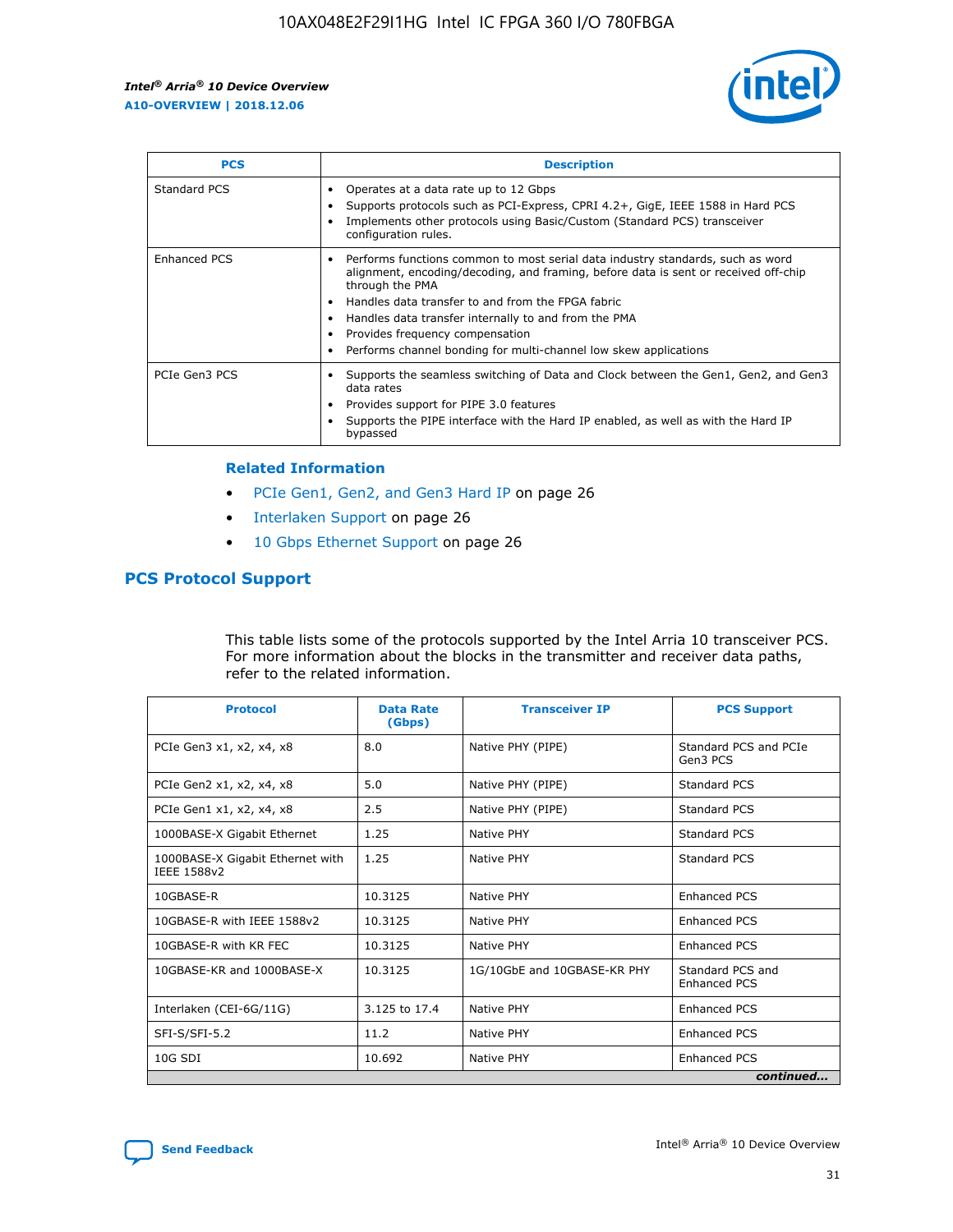| PCS | Description |
| --- | --- |
| Standard PCS | • Operates at a data rate up to 12 Gbps<br>• Supports protocols such as PCI-Express, CPRI 4.2+, GigE, IEEE 1588 in Hard PCS<br>• Implements other protocols using Basic/Custom (Standard PCS) transceiver configuration rules. |
| Enhanced PCS | • Performs functions common to most serial data industry standards, such as word alignment, encoding/decoding, and framing, before data is sent or received off-chip through the PMA<br>• Handles data transfer to and from the FPGA fabric<br>• Handles data transfer internally to and from the PMA<br>• Provides frequency compensation<br>• Performs channel bonding for multi-channel low skew applications |
| PCIe Gen3 PCS | • Supports the seamless switching of Data and Clock between the Gen1, Gen2, and Gen3 data rates<br>• Provides support for PIPE 3.0 features<br>• Supports the PIPE interface with the Hard IP enabled, as well as with the Hard IP bypassed |

### Related Information

- PCIe Gen1, Gen2, and Gen3 Hard IP on page 26
- Interlaken Support on page 26
- 10 Gbps Ethernet Support on page 26

## PCS Protocol Support

This table lists some of the protocols supported by the Intel Arria 10 transceiver PCS. For more information about the blocks in the transmitter and receiver data paths, refer to the related information.

| Protocol | Data Rate (Gbps) | Transceiver IP | PCS Support |
| --- | --- | --- | --- |
| PCIe Gen3 x1, x2, x4, x8 | 8.0 | Native PHY (PIPE) | Standard PCS and PCIe Gen3 PCS |
| PCIe Gen2 x1, x2, x4, x8 | 5.0 | Native PHY (PIPE) | Standard PCS |
| PCIe Gen1 x1, x2, x4, x8 | 2.5 | Native PHY (PIPE) | Standard PCS |
| 1000BASE-X Gigabit Ethernet | 1.25 | Native PHY | Standard PCS |
| 1000BASE-X Gigabit Ethernet with IEEE 1588v2 | 1.25 | Native PHY | Standard PCS |
| 10GBASE-R | 10.3125 | Native PHY | Enhanced PCS |
| 10GBASE-R with IEEE 1588v2 | 10.3125 | Native PHY | Enhanced PCS |
| 10GBASE-R with KR FEC | 10.3125 | Native PHY | Enhanced PCS |
| 10GBASE-KR and 1000BASE-X | 10.3125 | 1G/10GbE and 10GBASE-KR PHY | Standard PCS and Enhanced PCS |
| Interlaken (CEI-6G/11G) | 3.125 to 17.4 | Native PHY | Enhanced PCS |
| SFI-S/SFI-5.2 | 11.2 | Native PHY | Enhanced PCS |
| 10G SDI | 10.692 | Native PHY | Enhanced PCS |

*continued...*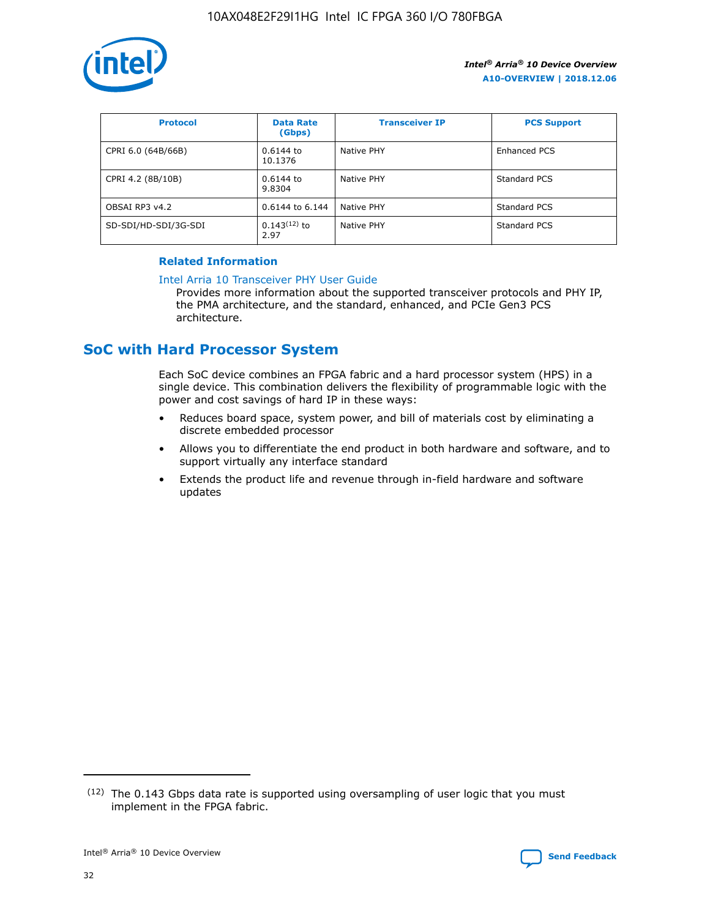| Protocol | Data Rate (Gbps) | Transceiver IP | PCS Support |
|---|---|---|---|
| CPRI 6.0 (64B/66B) | 0.6144 to 10.1376 | Native PHY | Enhanced PCS |
| CPRI 4.2 (8B/10B) | 0.6144 to 9.8304 | Native PHY | Standard PCS |
| OBSAI RP3 v4.2 | 0.6144 to 6.144 | Native PHY | Standard PCS |
| SD-SDI/HD-SDI/3G-SDI | 0.143[12] to 2.97 | Native PHY | Standard PCS |

**Related Information**

Intel Arria 10 Transceiver PHY User Guide

Provides more information about the supported transceiver protocols and PHY IP, the PMA architecture, and the standard, enhanced, and PCIe Gen3 PCS architecture.

## SoC with Hard Processor System

Each SoC device combines an FPGA fabric and a hard processor system (HPS) in a single device. This combination delivers the flexibility of programmable logic with the power and cost savings of hard IP in these ways:

- Reduces board space, system power, and bill of materials cost by eliminating a discrete embedded processor
- Allows you to differentiate the end product in both hardware and software, and to support virtually any interface standard
- Extends the product life and revenue through in-field hardware and software updates

(12) The 0.143 Gbps data rate is supported using oversampling of user logic that you must implement in the FPGA fabric.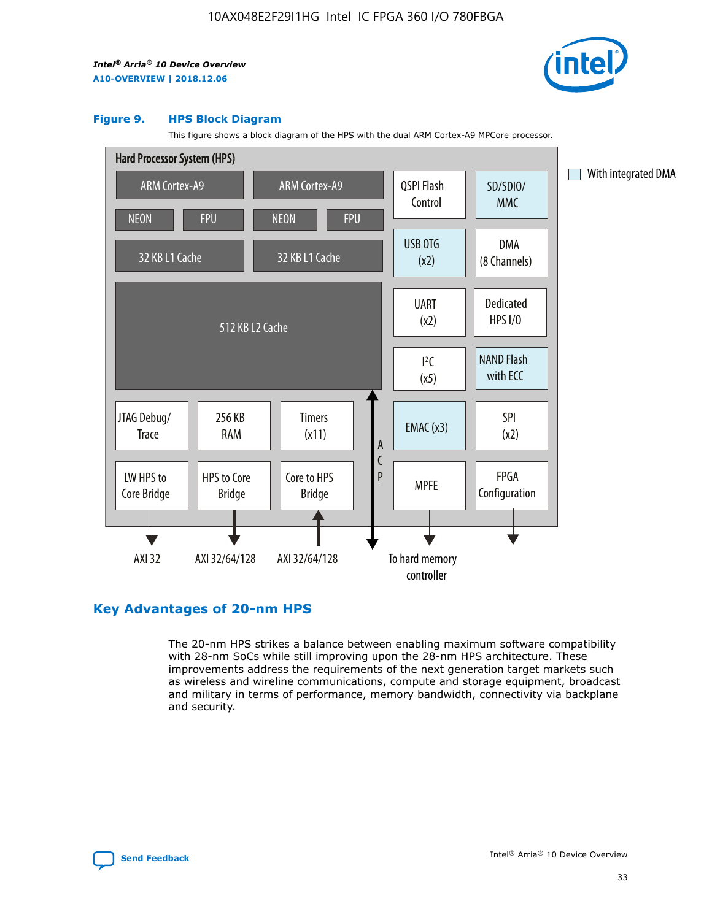### Figure 9. HPS Block Diagram

This figure shows a block diagram of the HPS with the dual ARM Cortex-A9 MPCore processor.

Hard Processor System (HPS)

ARM Cortex-A9 | ARM Cortex-A9
NEON | FPU | NEON | FPU
32 KB L1 Cache | 32 KB L1 Cache
512 KB L2 Cache
JTAG Debug/Trace | 256 KB RAM | Timers (x11)
LW HPS to Core Bridge | HPS to Core Bridge | Core to HPS Bridge
QSPI Flash Control | SD/SDIO/MMC
USB OTG (x2) | DMA (8 Channels)
UART (x2) | Dedicated HPS I/O
I²C (x5) | NAND Flash with ECC
EMAC (x3) | SPI (x2)
MPFE | FPGA Configuration
ACP

AXI 32 | AXI 32/64/128 | AXI 32/64/128 | To hard memory controller

With integrated DMA

## Key Advantages of 20-nm HPS

The 20-nm HPS strikes a balance between enabling maximum software compatibility with 28-nm SoCs while still improving upon the 28-nm HPS architecture. These improvements address the requirements of the next generation target markets such as wireless and wireline communications, compute and storage equipment, broadcast and military in terms of performance, memory bandwidth, connectivity via backplane and security.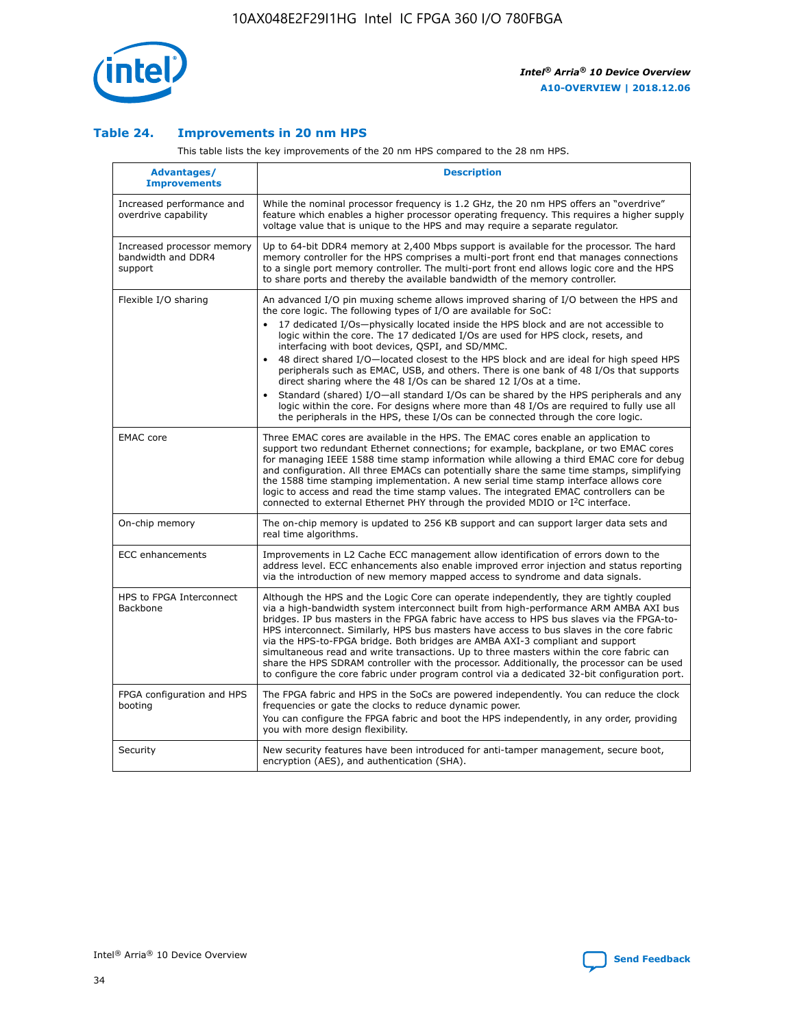### Table 24. Improvements in 20 nm HPS

This table lists the key improvements of the 20 nm HPS compared to the 28 nm HPS.

| Advantages/ Improvements | Description |
| --- | --- |
| Increased performance and overdrive capability | While the nominal processor frequency is 1.2 GHz, the 20 nm HPS offers an "overdrive" feature which enables a higher processor operating frequency. This requires a higher supply voltage value that is unique to the HPS and may require a separate regulator. |
| Increased processor memory bandwidth and DDR4 support | Up to 64-bit DDR4 memory at 2,400 Mbps support is available for the processor. The hard memory controller for the HPS comprises a multi-port front end that manages connections to a single port memory controller. The multi-port front end allows logic core and the HPS to share ports and thereby the available bandwidth of the memory controller. |
| Flexible I/O sharing | An advanced I/O pin muxing scheme allows improved sharing of I/O between the HPS and the core logic. The following types of I/O are available for SoC:<br>• 17 dedicated I/Os—physically located inside the HPS block and are not accessible to logic within the core. The 17 dedicated I/Os are used for HPS clock, resets, and interfacing with boot devices, QSPI, and SD/MMC.<br>• 48 direct shared I/O—located closest to the HPS block and are ideal for high speed HPS peripherals such as EMAC, USB, and others. There is one bank of 48 I/Os that supports direct sharing where the 48 I/Os can be shared 12 I/Os at a time.<br>• Standard (shared) I/O—all standard I/Os can be shared by the HPS peripherals and any logic within the core. For designs where more than 48 I/Os are required to fully use all the peripherals in the HPS, these I/Os can be connected through the core logic. |
| EMAC core | Three EMAC cores are available in the HPS. The EMAC cores enable an application to support two redundant Ethernet connections; for example, backplane, or two EMAC cores for managing IEEE 1588 time stamp information while allowing a third EMAC core for debug and configuration. All three EMACs can potentially share the same time stamps, simplifying the 1588 time stamping implementation. A new serial time stamp interface allows core logic to access and read the time stamp values. The integrated EMAC controllers can be connected to external Ethernet PHY through the provided MDIO or I$^2$C interface. |
| On-chip memory | The on-chip memory is updated to 256 KB support and can support larger data sets and real time algorithms. |
| ECC enhancements | Improvements in L2 Cache ECC management allow identification of errors down to the address level. ECC enhancements also enable improved error injection and status reporting via the introduction of new memory mapped access to syndrome and data signals. |
| HPS to FPGA Interconnect Backbone | Although the HPS and the Logic Core can operate independently, they are tightly coupled via a high-bandwidth system interconnect built from high-performance ARM AMBA AXI bus bridges. IP bus masters in the FPGA fabric have access to HPS bus slaves via the FPGA-to-HPS interconnect. Similarly, HPS bus masters have access to bus slaves in the core fabric via the HPS-to-FPGA bridge. Both bridges are AMBA AXI-3 compliant and support simultaneous read and write transactions. Up to three masters within the core fabric can share the HPS SDRAM controller with the processor. Additionally, the processor can be used to configure the core fabric under program control via a dedicated 32-bit configuration port. |
| FPGA configuration and HPS booting | The FPGA fabric and HPS in the SoCs are powered independently. You can reduce the clock frequencies or gate the clocks to reduce dynamic power.<br>You can configure the FPGA fabric and boot the HPS independently, in any order, providing you with more design flexibility. |
| Security | New security features have been introduced for anti-tamper management, secure boot, encryption (AES), and authentication (SHA). |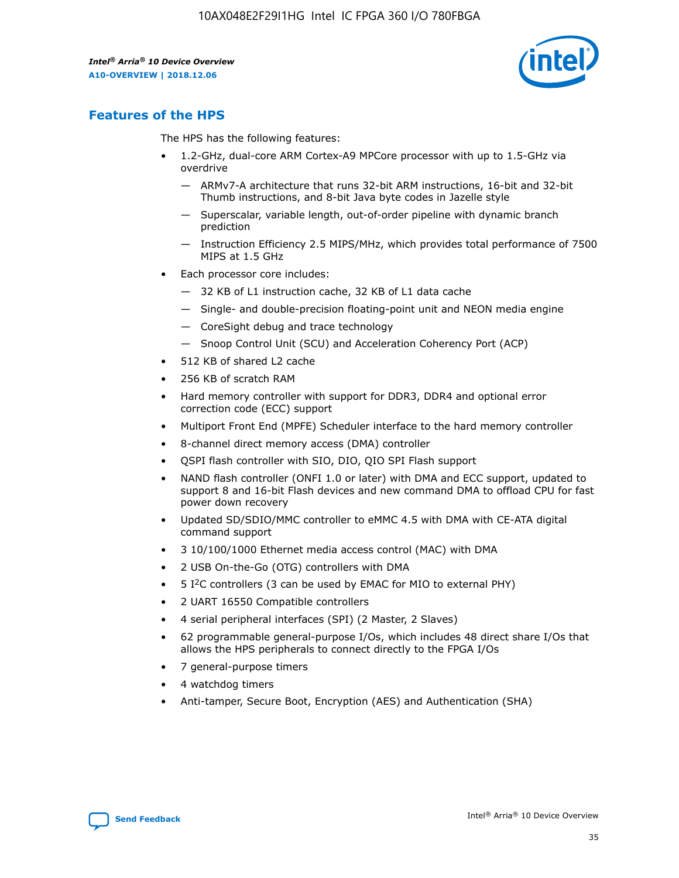## Features of the HPS

The HPS has the following features:

- 1.2-GHz, dual-core ARM Cortex-A9 MPCore processor with up to 1.5-GHz via overdrive
  - — ARMv7-A architecture that runs 32-bit ARM instructions, 16-bit and 32-bit Thumb instructions, and 8-bit Java byte codes in Jazelle style
  - — Superscalar, variable length, out-of-order pipeline with dynamic branch prediction
  - — Instruction Efficiency 2.5 MIPS/MHz, which provides total performance of 7500 MIPS at 1.5 GHz
- Each processor core includes:
  - — 32 KB of L1 instruction cache, 32 KB of L1 data cache
  - — Single- and double-precision floating-point unit and NEON media engine
  - — CoreSight debug and trace technology
  - — Snoop Control Unit (SCU) and Acceleration Coherency Port (ACP)
- 512 KB of shared L2 cache
- 256 KB of scratch RAM
- Hard memory controller with support for DDR3, DDR4 and optional error correction code (ECC) support
- Multiport Front End (MPFE) Scheduler interface to the hard memory controller
- 8-channel direct memory access (DMA) controller
- QSPI flash controller with SIO, DIO, QIO SPI Flash support
- NAND flash controller (ONFI 1.0 or later) with DMA and ECC support, updated to support 8 and 16-bit Flash devices and new command DMA to offload CPU for fast power down recovery
- Updated SD/SDIO/MMC controller to eMMC 4.5 with DMA with CE-ATA digital command support
- 3 10/100/1000 Ethernet media access control (MAC) with DMA
- 2 USB On-the-Go (OTG) controllers with DMA
- 5 I²C controllers (3 can be used by EMAC for MIO to external PHY)
- 2 UART 16550 Compatible controllers
- 4 serial peripheral interfaces (SPI) (2 Master, 2 Slaves)
- 62 programmable general-purpose I/Os, which includes 48 direct share I/Os that allows the HPS peripherals to connect directly to the FPGA I/Os
- 7 general-purpose timers
- 4 watchdog timers
- Anti-tamper, Secure Boot, Encryption (AES) and Authentication (SHA)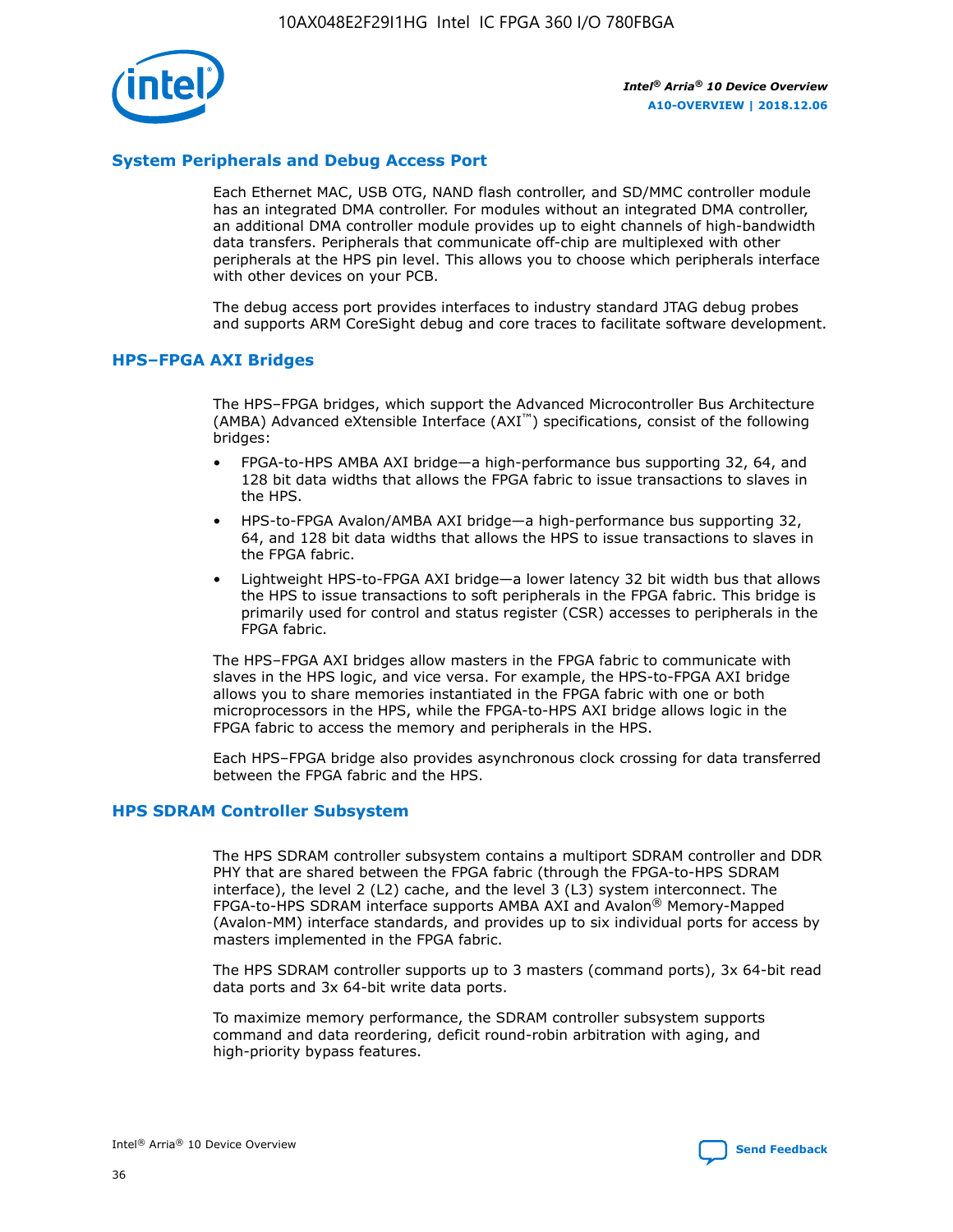## System Peripherals and Debug Access Port

Each Ethernet MAC, USB OTG, NAND flash controller, and SD/MMC controller module has an integrated DMA controller. For modules without an integrated DMA controller, an additional DMA controller module provides up to eight channels of high-bandwidth data transfers. Peripherals that communicate off-chip are multiplexed with other peripherals at the HPS pin level. This allows you to choose which peripherals interface with other devices on your PCB.

The debug access port provides interfaces to industry standard JTAG debug probes and supports ARM CoreSight debug and core traces to facilitate software development.

## HPS–FPGA AXI Bridges

The HPS–FPGA bridges, which support the Advanced Microcontroller Bus Architecture (AMBA) Advanced eXtensible Interface (AXI™) specifications, consist of the following bridges:

- FPGA-to-HPS AMBA AXI bridge—a high-performance bus supporting 32, 64, and 128 bit data widths that allows the FPGA fabric to issue transactions to slaves in the HPS.
- HPS-to-FPGA Avalon/AMBA AXI bridge—a high-performance bus supporting 32, 64, and 128 bit data widths that allows the HPS to issue transactions to slaves in the FPGA fabric.
- Lightweight HPS-to-FPGA AXI bridge—a lower latency 32 bit width bus that allows the HPS to issue transactions to soft peripherals in the FPGA fabric. This bridge is primarily used for control and status register (CSR) accesses to peripherals in the FPGA fabric.

The HPS–FPGA AXI bridges allow masters in the FPGA fabric to communicate with slaves in the HPS logic, and vice versa. For example, the HPS-to-FPGA AXI bridge allows you to share memories instantiated in the FPGA fabric with one or both microprocessors in the HPS, while the FPGA-to-HPS AXI bridge allows logic in the FPGA fabric to access the memory and peripherals in the HPS.

Each HPS–FPGA bridge also provides asynchronous clock crossing for data transferred between the FPGA fabric and the HPS.

## HPS SDRAM Controller Subsystem

The HPS SDRAM controller subsystem contains a multiport SDRAM controller and DDR PHY that are shared between the FPGA fabric (through the FPGA-to-HPS SDRAM interface), the level 2 (L2) cache, and the level 3 (L3) system interconnect. The FPGA-to-HPS SDRAM interface supports AMBA AXI and Avalon® Memory-Mapped (Avalon-MM) interface standards, and provides up to six individual ports for access by masters implemented in the FPGA fabric.

The HPS SDRAM controller supports up to 3 masters (command ports), 3x 64-bit read data ports and 3x 64-bit write data ports.

To maximize memory performance, the SDRAM controller subsystem supports command and data reordering, deficit round-robin arbitration with aging, and high-priority bypass features.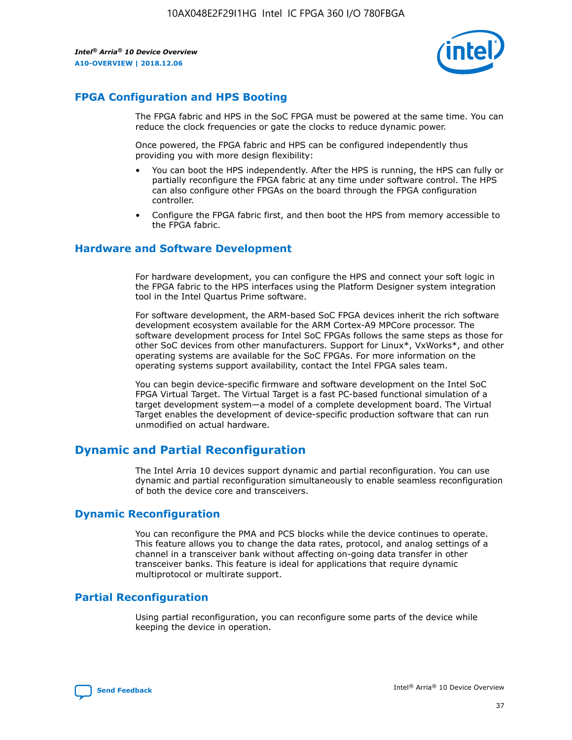## FPGA Configuration and HPS Booting

The FPGA fabric and HPS in the SoC FPGA must be powered at the same time. You can reduce the clock frequencies or gate the clocks to reduce dynamic power.

Once powered, the FPGA fabric and HPS can be configured independently thus providing you with more design flexibility:

- You can boot the HPS independently. After the HPS is running, the HPS can fully or partially reconfigure the FPGA fabric at any time under software control. The HPS can also configure other FPGAs on the board through the FPGA configuration controller.
- Configure the FPGA fabric first, and then boot the HPS from memory accessible to the FPGA fabric.

## Hardware and Software Development

For hardware development, you can configure the HPS and connect your soft logic in the FPGA fabric to the HPS interfaces using the Platform Designer system integration tool in the Intel Quartus Prime software.

For software development, the ARM-based SoC FPGA devices inherit the rich software development ecosystem available for the ARM Cortex-A9 MPCore processor. The software development process for Intel SoC FPGAs follows the same steps as those for other SoC devices from other manufacturers. Support for Linux*, VxWorks*, and other operating systems are available for the SoC FPGAs. For more information on the operating systems support availability, contact the Intel FPGA sales team.

You can begin device-specific firmware and software development on the Intel SoC FPGA Virtual Target. The Virtual Target is a fast PC-based functional simulation of a target development system—a model of a complete development board. The Virtual Target enables the development of device-specific production software that can run unmodified on actual hardware.

# Dynamic and Partial Reconfiguration

The Intel Arria 10 devices support dynamic and partial reconfiguration. You can use dynamic and partial reconfiguration simultaneously to enable seamless reconfiguration of both the device core and transceivers.

## Dynamic Reconfiguration

You can reconfigure the PMA and PCS blocks while the device continues to operate. This feature allows you to change the data rates, protocol, and analog settings of a channel in a transceiver bank without affecting on-going data transfer in other transceiver banks. This feature is ideal for applications that require dynamic multiprotocol or multirate support.

## Partial Reconfiguration

Using partial reconfiguration, you can reconfigure some parts of the device while keeping the device in operation.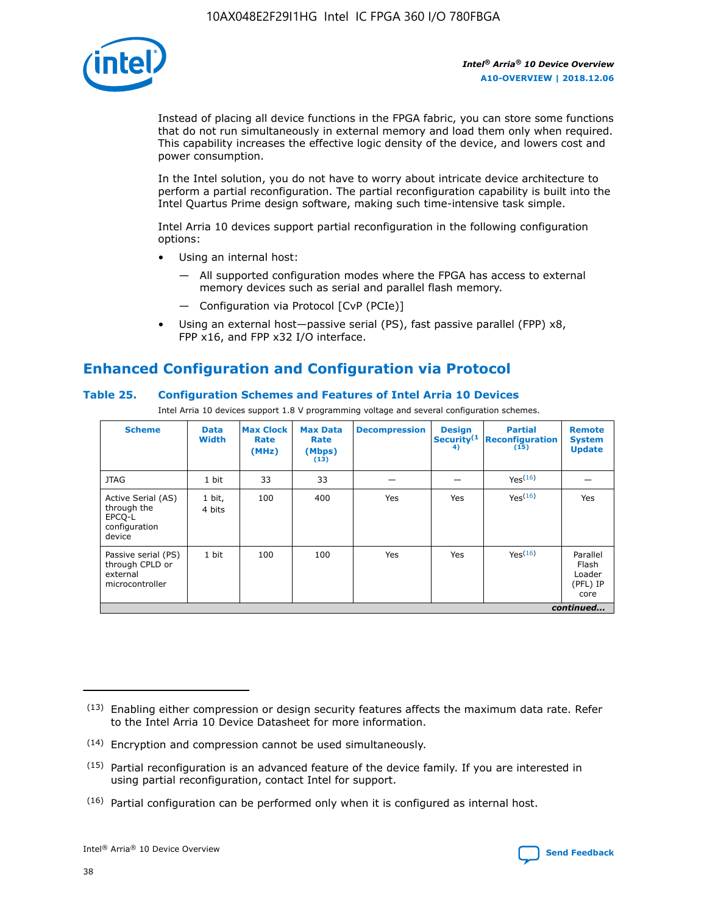Instead of placing all device functions in the FPGA fabric, you can store some functions that do not run simultaneously in external memory and load them only when required. This capability increases the effective logic density of the device, and lowers cost and power consumption.

In the Intel solution, you do not have to worry about intricate device architecture to perform a partial reconfiguration. The partial reconfiguration capability is built into the Intel Quartus Prime design software, making such time-intensive task simple.

Intel Arria 10 devices support partial reconfiguration in the following configuration options:

- Using an internal host:
  - All supported configuration modes where the FPGA has access to external memory devices such as serial and parallel flash memory.
  - Configuration via Protocol [CvP (PCIe)]
- Using an external host—passive serial (PS), fast passive parallel (FPP) x8, FPP x16, and FPP x32 I/O interface.

## Enhanced Configuration and Configuration via Protocol

### Table 25. Configuration Schemes and Features of Intel Arria 10 Devices

Intel Arria 10 devices support 1.8 V programming voltage and several configuration schemes.

| Scheme | Data Width | Max Clock Rate (MHz) | Max Data Rate (Mbps) (13) | Decompression | Design Security (14) | Partial Reconfiguration (15) | Remote System Update |
|---|---|---|---|---|---|---|---|
| JTAG | 1 bit | 33 | 33 | — | — | Yes (16) | — |
| Active Serial (AS) through the EPCQ-L configuration device | 1 bit, 4 bits | 100 | 400 | Yes | Yes | Yes (16) | Yes |
| Passive serial (PS) through CPLD or external microcontroller | 1 bit | 100 | 100 | Yes | Yes | Yes (16) | Parallel Flash Loader (PFL) IP core |

*continued...*

(13) Enabling either compression or design security features affects the maximum data rate. Refer to the Intel Arria 10 Device Datasheet for more information.

(14) Encryption and compression cannot be used simultaneously.

(15) Partial reconfiguration is an advanced feature of the device family. If you are interested in using partial reconfiguration, contact Intel for support.

(16) Partial configuration can be performed only when it is configured as internal host.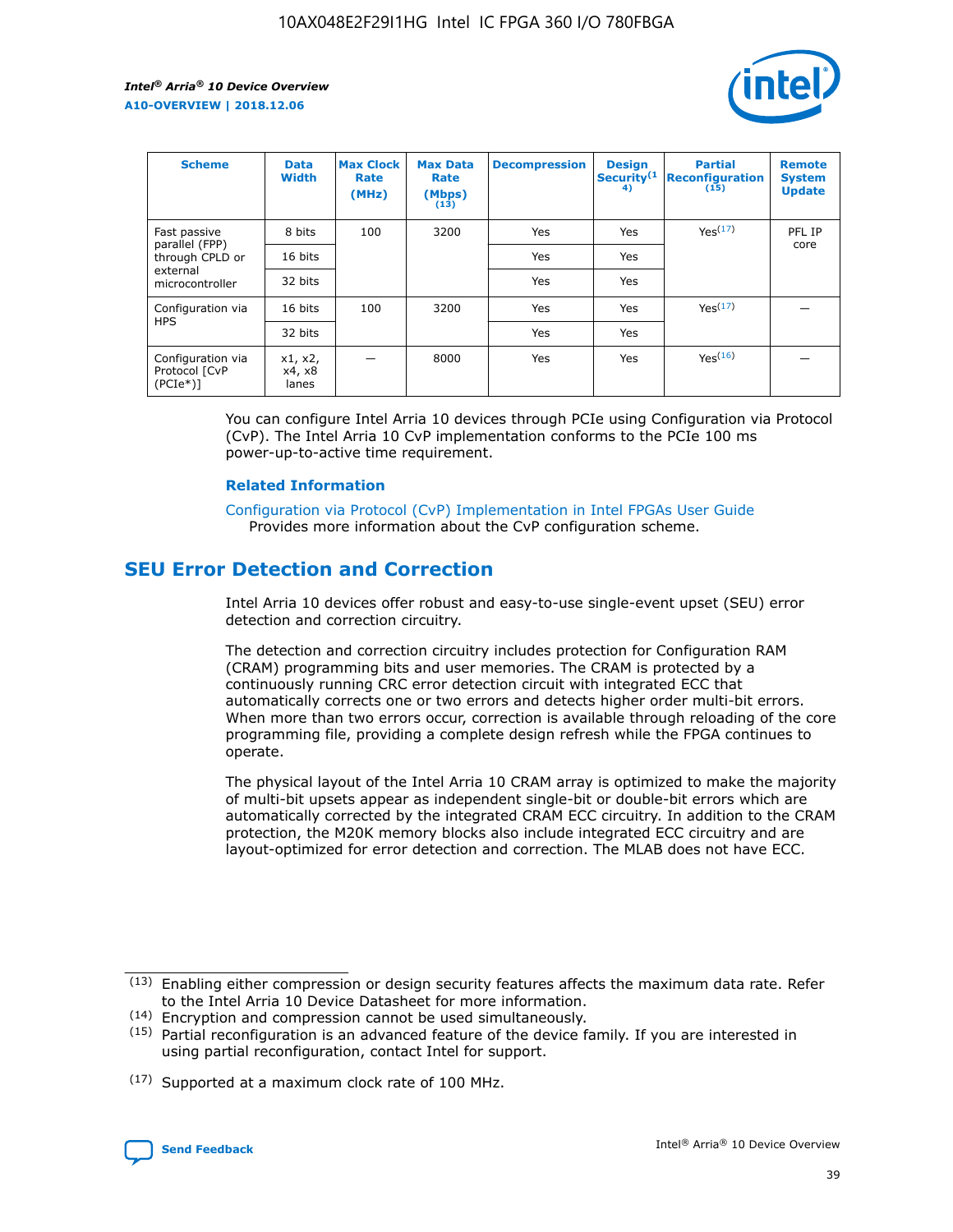| Scheme | Data Width | Max Clock Rate (MHz) | Max Data Rate (Mbps) (13) | Decompression | Design Security (14) | Partial Reconfiguration (15) | Remote System Update |
|---|---|---|---|---|---|---|---|
| Fast passive parallel (FPP) through CPLD or external microcontroller | 8 bits | 100 | 3200 | Yes | Yes | Yes (17) | PFL IP core |
| | 16 bits | | | Yes | Yes | | |
| | 32 bits | | | Yes | Yes | | |
| Configuration via HPS | 16 bits | 100 | 3200 | Yes | Yes | Yes (17) | — |
| | 32 bits | | | Yes | Yes | | |
| Configuration via Protocol [CvP (PCIe*)] | x1, x2, x4, x8 lanes | — | 8000 | Yes | Yes | Yes (16) | — |

You can configure Intel Arria 10 devices through PCIe using Configuration via Protocol (CvP). The Intel Arria 10 CvP implementation conforms to the PCIe 100 ms power-up-to-active time requirement.

### Related Information

Configuration via Protocol (CvP) Implementation in Intel FPGAs User Guide
Provides more information about the CvP configuration scheme.

## SEU Error Detection and Correction

Intel Arria 10 devices offer robust and easy-to-use single-event upset (SEU) error detection and correction circuitry.

The detection and correction circuitry includes protection for Configuration RAM (CRAM) programming bits and user memories. The CRAM is protected by a continuously running CRC error detection circuit with integrated ECC that automatically corrects one or two errors and detects higher order multi-bit errors. When more than two errors occur, correction is available through reloading of the core programming file, providing a complete design refresh while the FPGA continues to operate.

The physical layout of the Intel Arria 10 CRAM array is optimized to make the majority of multi-bit upsets appear as independent single-bit or double-bit errors which are automatically corrected by the integrated CRAM ECC circuitry. In addition to the CRAM protection, the M20K memory blocks also include integrated ECC circuitry and are layout-optimized for error detection and correction. The MLAB does not have ECC.

(13) Enabling either compression or design security features affects the maximum data rate. Refer to the Intel Arria 10 Device Datasheet for more information.

(14) Encryption and compression cannot be used simultaneously.

(15) Partial reconfiguration is an advanced feature of the device family. If you are interested in using partial reconfiguration, contact Intel for support.

(17) Supported at a maximum clock rate of 100 MHz.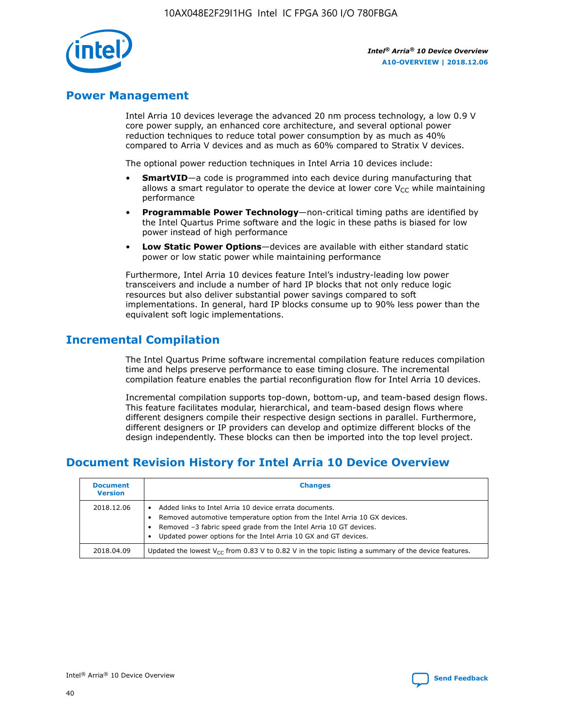## Power Management

Intel Arria 10 devices leverage the advanced 20 nm process technology, a low 0.9 V core power supply, an enhanced core architecture, and several optional power reduction techniques to reduce total power consumption by as much as 40% compared to Arria V devices and as much as 60% compared to Stratix V devices.

The optional power reduction techniques in Intel Arria 10 devices include:

- **SmartVID**—a code is programmed into each device during manufacturing that allows a smart regulator to operate the device at lower core $V_{CC}$ while maintaining performance
- **Programmable Power Technology**—non-critical timing paths are identified by the Intel Quartus Prime software and the logic in these paths is biased for low power instead of high performance
- **Low Static Power Options**—devices are available with either standard static power or low static power while maintaining performance

Furthermore, Intel Arria 10 devices feature Intel's industry-leading low power transceivers and include a number of hard IP blocks that not only reduce logic resources but also deliver substantial power savings compared to soft implementations. In general, hard IP blocks consume up to 90% less power than the equivalent soft logic implementations.

## Incremental Compilation

The Intel Quartus Prime software incremental compilation feature reduces compilation time and helps preserve performance to ease timing closure. The incremental compilation feature enables the partial reconfiguration flow for Intel Arria 10 devices.

Incremental compilation supports top-down, bottom-up, and team-based design flows. This feature facilitates modular, hierarchical, and team-based design flows where different designers compile their respective design sections in parallel. Furthermore, different designers or IP providers can develop and optimize different blocks of the design independently. These blocks can then be imported into the top level project.

## Document Revision History for Intel Arria 10 Device Overview

| Document Version | Changes |
|---|---|
| 2018.12.06 | • Added links to Intel Arria 10 device errata documents.<br>• Removed automotive temperature option from the Intel Arria 10 GX devices.<br>• Removed –3 fabric speed grade from the Intel Arria 10 GT devices.<br>• Updated power options for the Intel Arria 10 GX and GT devices. |
| 2018.04.09 | Updated the lowest $V_{CC}$ from 0.83 V to 0.82 V in the topic listing a summary of the device features. |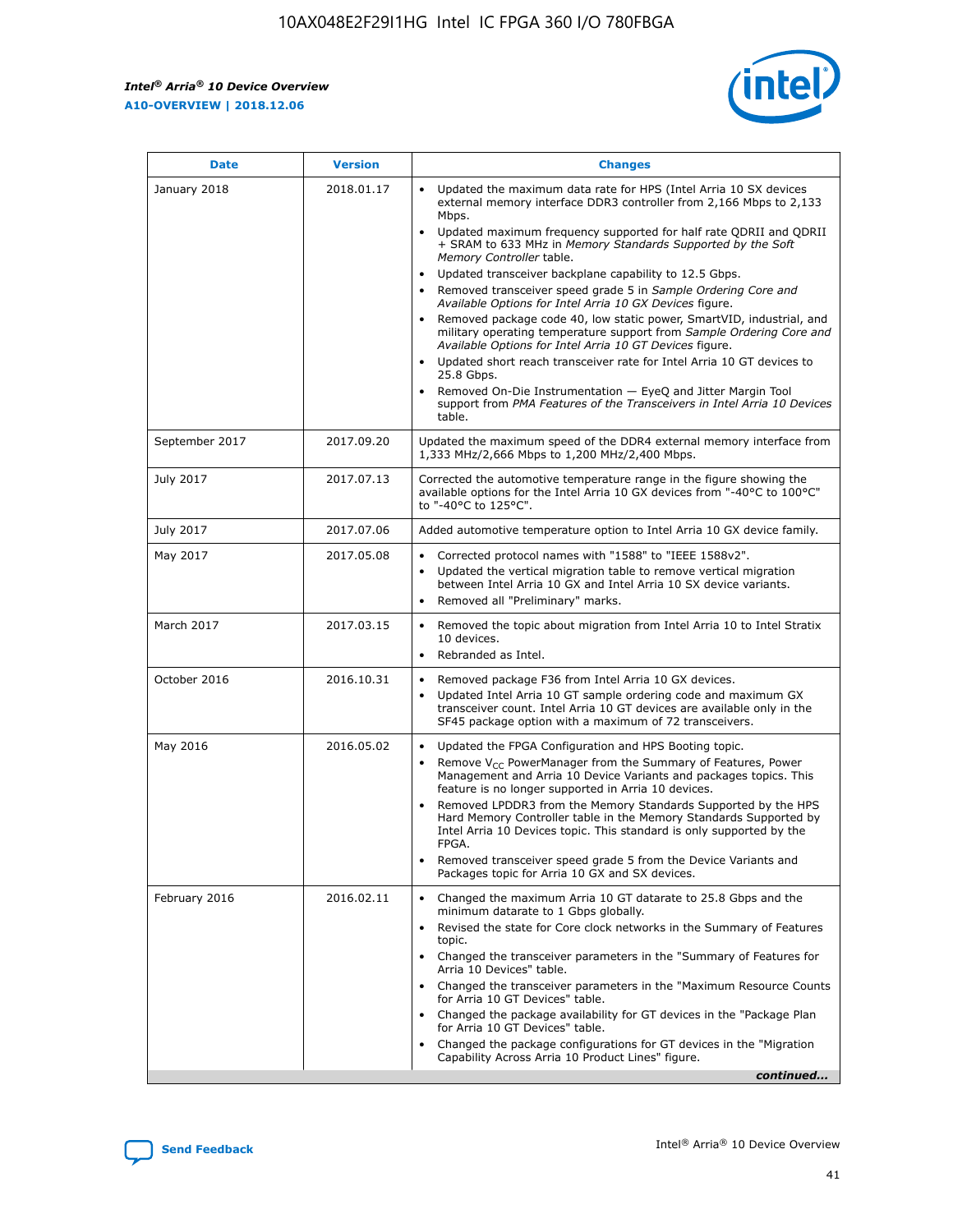| Date | Version | Changes |
| --- | --- | --- |
| January 2018 | 2018.01.17 | • Updated the maximum data rate for HPS (Intel Arria 10 SX devices external memory interface DDR3 controller from 2,166 Mbps to 2,133 Mbps.<br>• Updated maximum frequency supported for half rate QDRII and QDRII + SRAM to 633 MHz in *Memory Standards Supported by the Soft Memory Controller* table.<br>• Updated transceiver backplane capability to 12.5 Gbps.<br>• Removed transceiver speed grade 5 in *Sample Ordering Core and Available Options for Intel Arria 10 GX Devices* figure.<br>• Removed package code 40, low static power, SmartVID, industrial, and military operating temperature support from *Sample Ordering Core and Available Options for Intel Arria 10 GT Devices* figure.<br>• Updated short reach transceiver rate for Intel Arria 10 GT devices to 25.8 Gbps.<br>• Removed On-Die Instrumentation — EyeQ and Jitter Margin Tool support from *PMA Features of the Transceivers in Intel Arria 10 Devices* table. |
| September 2017 | 2017.09.20 | Updated the maximum speed of the DDR4 external memory interface from 1,333 MHz/2,666 Mbps to 1,200 MHz/2,400 Mbps. |
| July 2017 | 2017.07.13 | Corrected the automotive temperature range in the figure showing the available options for the Intel Arria 10 GX devices from "-40°C to 100°C" to "-40°C to 125°C". |
| July 2017 | 2017.07.06 | Added automotive temperature option to Intel Arria 10 GX device family. |
| May 2017 | 2017.05.08 | • Corrected protocol names with "1588" to "IEEE 1588v2".<br>• Updated the vertical migration table to remove vertical migration between Intel Arria 10 GX and Intel Arria 10 SX device variants.<br>• Removed all "Preliminary" marks. |
| March 2017 | 2017.03.15 | • Removed the topic about migration from Intel Arria 10 to Intel Stratix 10 devices.<br>• Rebranded as Intel. |
| October 2016 | 2016.10.31 | • Removed package F36 from Intel Arria 10 GX devices.<br>• Updated Intel Arria 10 GT sample ordering code and maximum GX transceiver count. Intel Arria 10 GT devices are available only in the SF45 package option with a maximum of 72 transceivers. |
| May 2016 | 2016.05.02 | • Updated the FPGA Configuration and HPS Booting topic.<br>• Remove $V_{CC}$ PowerManager from the Summary of Features, Power Management and Arria 10 Device Variants and packages topics. This feature is no longer supported in Arria 10 devices.<br>• Removed LPDDR3 from the Memory Standards Supported by the HPS Hard Memory Controller table in the Memory Standards Supported by Intel Arria 10 Devices topic. This standard is only supported by the FPGA.<br>• Removed transceiver speed grade 5 from the Device Variants and Packages topic for Arria 10 GX and SX devices. |
| February 2016 | 2016.02.11 | • Changed the maximum Arria 10 GT datarate to 25.8 Gbps and the minimum datarate to 1 Gbps globally.<br>• Revised the state for Core clock networks in the Summary of Features topic.<br>• Changed the transceiver parameters in the "Summary of Features for Arria 10 Devices" table.<br>• Changed the transceiver parameters in the "Maximum Resource Counts for Arria 10 GT Devices" table.<br>• Changed the package availability for GT devices in the "Package Plan for Arria 10 GT Devices" table.<br>• Changed the package configurations for GT devices in the "Migration Capability Across Arria 10 Product Lines" figure. |

*continued...*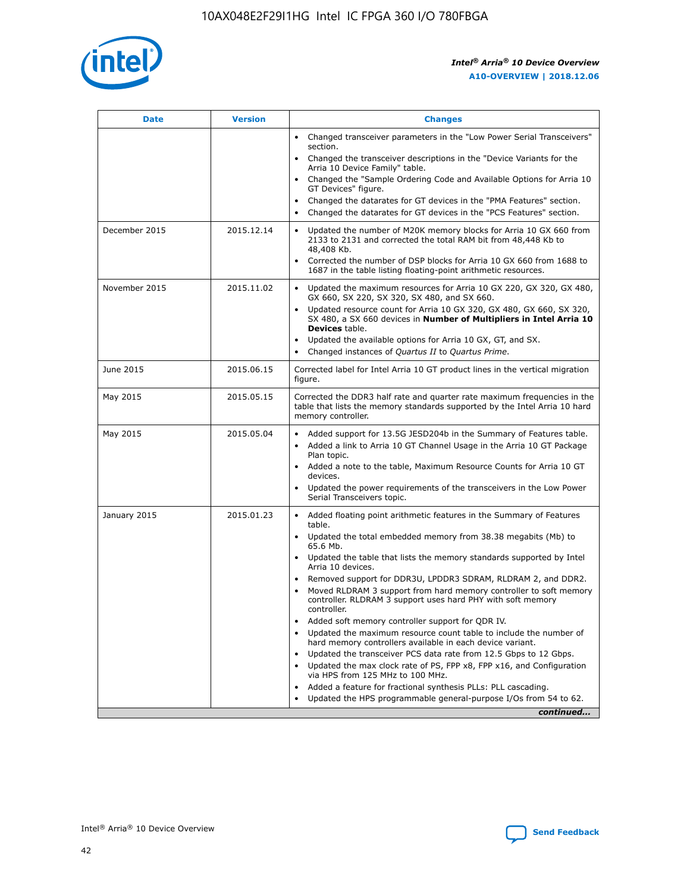| Date | Version | Changes |
| --- | --- | --- |
| | | • Changed transceiver parameters in the "Low Power Serial Transceivers" section.<br>• Changed the transceiver descriptions in the "Device Variants for the Arria 10 Device Family" table.<br>• Changed the "Sample Ordering Code and Available Options for Arria 10 GT Devices" figure.<br>• Changed the datarates for GT devices in the "PMA Features" section.<br>• Changed the datarates for GT devices in the "PCS Features" section. |
| December 2015 | 2015.12.14 | • Updated the number of M20K memory blocks for Arria 10 GX 660 from 2133 to 2131 and corrected the total RAM bit from 48,448 Kb to 48,408 Kb.<br>• Corrected the number of DSP blocks for Arria 10 GX 660 from 1688 to 1687 in the table listing floating-point arithmetic resources. |
| November 2015 | 2015.11.02 | • Updated the maximum resources for Arria 10 GX 220, GX 320, GX 480, GX 660, SX 220, SX 320, SX 480, and SX 660.<br>• Updated resource count for Arria 10 GX 320, GX 480, GX 660, SX 320, SX 480, a SX 660 devices in **Number of Multipliers in Intel Arria 10 Devices** table.<br>• Updated the available options for Arria 10 GX, GT, and SX.<br>• Changed instances of *Quartus II* to *Quartus Prime*. |
| June 2015 | 2015.06.15 | Corrected label for Intel Arria 10 GT product lines in the vertical migration figure. |
| May 2015 | 2015.05.15 | Corrected the DDR3 half rate and quarter rate maximum frequencies in the table that lists the memory standards supported by the Intel Arria 10 hard memory controller. |
| May 2015 | 2015.05.04 | • Added support for 13.5G JESD204b in the Summary of Features table.<br>• Added a link to Arria 10 GT Channel Usage in the Arria 10 GT Package Plan topic.<br>• Added a note to the table, Maximum Resource Counts for Arria 10 GT devices.<br>• Updated the power requirements of the transceivers in the Low Power Serial Transceivers topic. |
| January 2015 | 2015.01.23 | • Added floating point arithmetic features in the Summary of Features table.<br>• Updated the total embedded memory from 38.38 megabits (Mb) to 65.6 Mb.<br>• Updated the table that lists the memory standards supported by Intel Arria 10 devices.<br>• Removed support for DDR3U, LPDDR3 SDRAM, RLDRAM 2, and DDR2.<br>• Moved RLDRAM 3 support from hard memory controller to soft memory controller. RLDRAM 3 support uses hard PHY with soft memory controller.<br>• Added soft memory controller support for QDR IV.<br>• Updated the maximum resource count table to include the number of hard memory controllers available in each device variant.<br>• Updated the transceiver PCS data rate from 12.5 Gbps to 12 Gbps.<br>• Updated the max clock rate of PS, FPP x8, FPP x16, and Configuration via HPS from 125 MHz to 100 MHz.<br>• Added a feature for fractional synthesis PLLs: PLL cascading.<br>• Updated the HPS programmable general-purpose I/Os from 54 to 62. |

*continued...*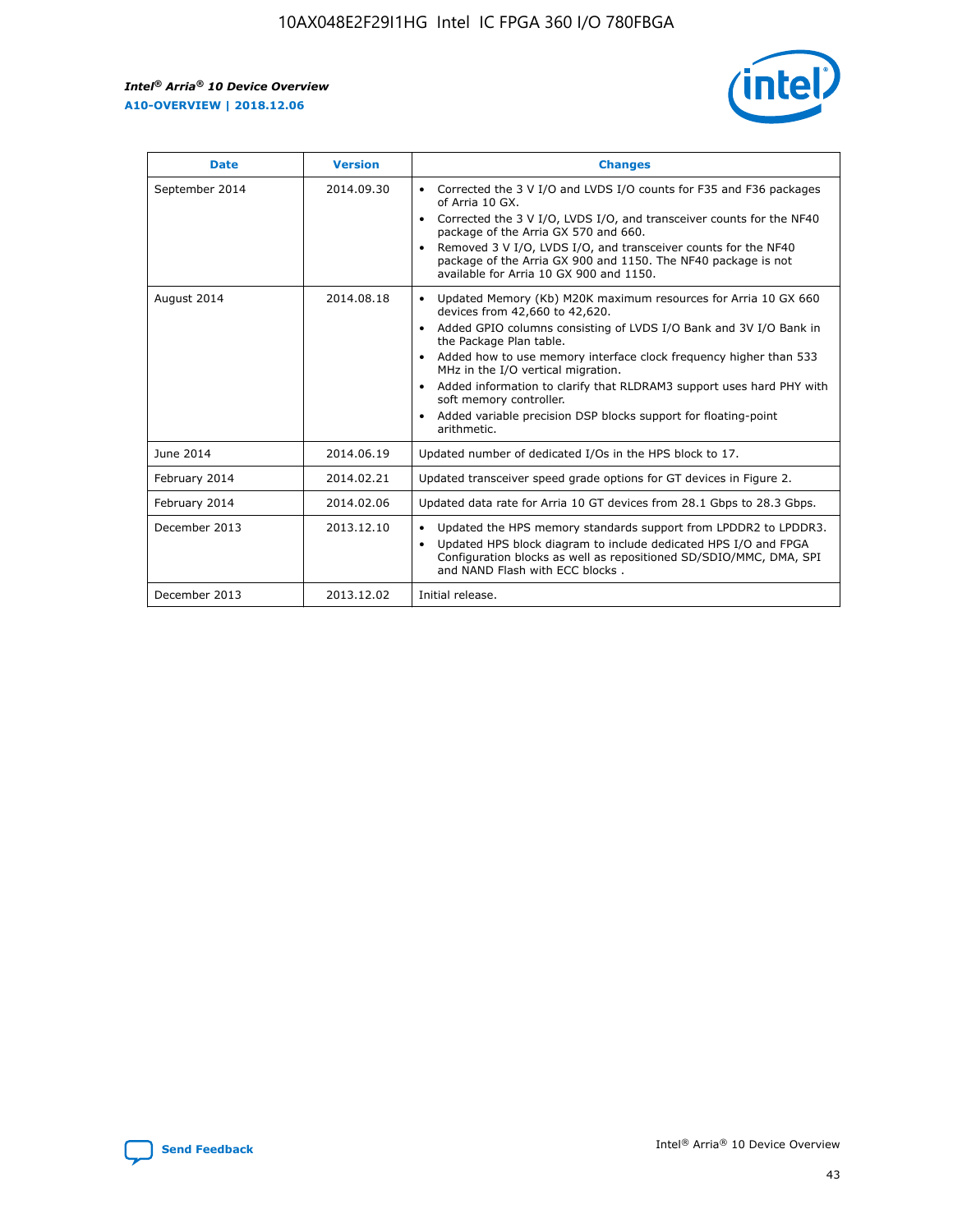| Date | Version | Changes |
| --- | --- | --- |
| September 2014 | 2014.09.30 | • Corrected the 3 V I/O and LVDS I/O counts for F35 and F36 packages of Arria 10 GX.<br>• Corrected the 3 V I/O, LVDS I/O, and transceiver counts for the NF40 package of the Arria GX 570 and 660.<br>• Removed 3 V I/O, LVDS I/O, and transceiver counts for the NF40 package of the Arria GX 900 and 1150. The NF40 package is not available for Arria 10 GX 900 and 1150. |
| August 2014 | 2014.08.18 | • Updated Memory (Kb) M20K maximum resources for Arria 10 GX 660 devices from 42,660 to 42,620.<br>• Added GPIO columns consisting of LVDS I/O Bank and 3V I/O Bank in the Package Plan table.<br>• Added how to use memory interface clock frequency higher than 533 MHz in the I/O vertical migration.<br>• Added information to clarify that RLDRAM3 support uses hard PHY with soft memory controller.<br>• Added variable precision DSP blocks support for floating-point arithmetic. |
| June 2014 | 2014.06.19 | Updated number of dedicated I/Os in the HPS block to 17. |
| February 2014 | 2014.02.21 | Updated transceiver speed grade options for GT devices in Figure 2. |
| February 2014 | 2014.02.06 | Updated data rate for Arria 10 GT devices from 28.1 Gbps to 28.3 Gbps. |
| December 2013 | 2013.12.10 | • Updated the HPS memory standards support from LPDDR2 to LPDDR3.<br>• Updated HPS block diagram to include dedicated HPS I/O and FPGA Configuration blocks as well as repositioned SD/SDIO/MMC, DMA, SPI and NAND Flash with ECC blocks . |
| December 2013 | 2013.12.02 | Initial release. |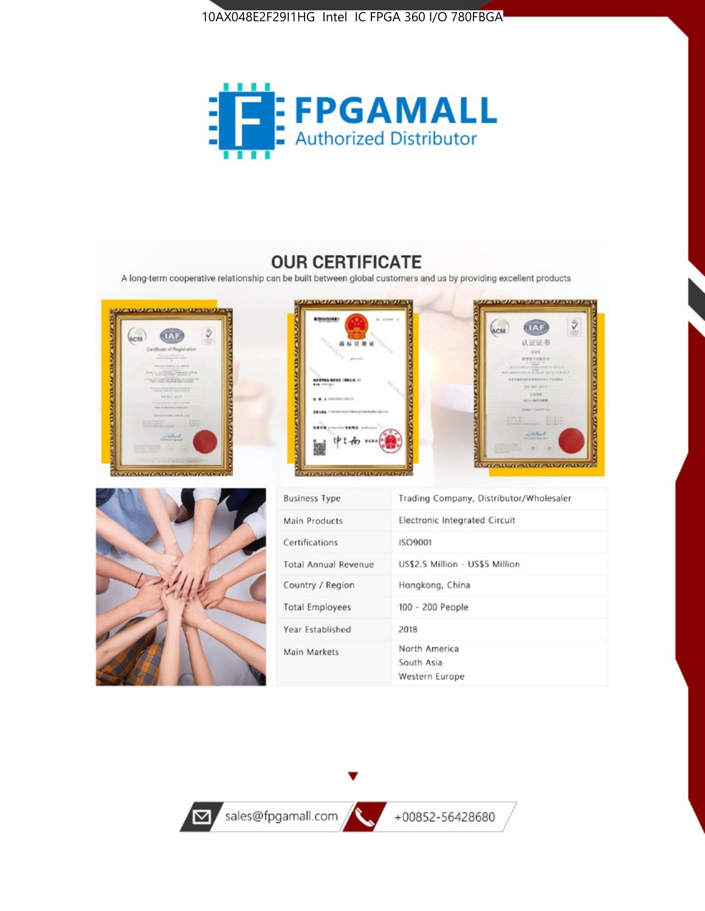FPGAMALL
Authorized Distributor

## OUR CERTIFICATE

A long-term cooperative relationship can be built between global customers and us by providing excellent products

| | |
|---|---|
| Business Type | Trading Company, Distributor/Wholesaler |
| Main Products | Electronic Integrated Circuit |
| Certifications | ISO9001 |
| Total Annual Revenue | US$2.5 Million - US$5 Million |
| Country / Region | Hongkong, China |
| Total Employees | 100 - 200 People |
| Year Established | 2018 |
| Main Markets | North America<br>South Asia<br>Western Europe |

sales@fpgamall.com

+00852-56428680